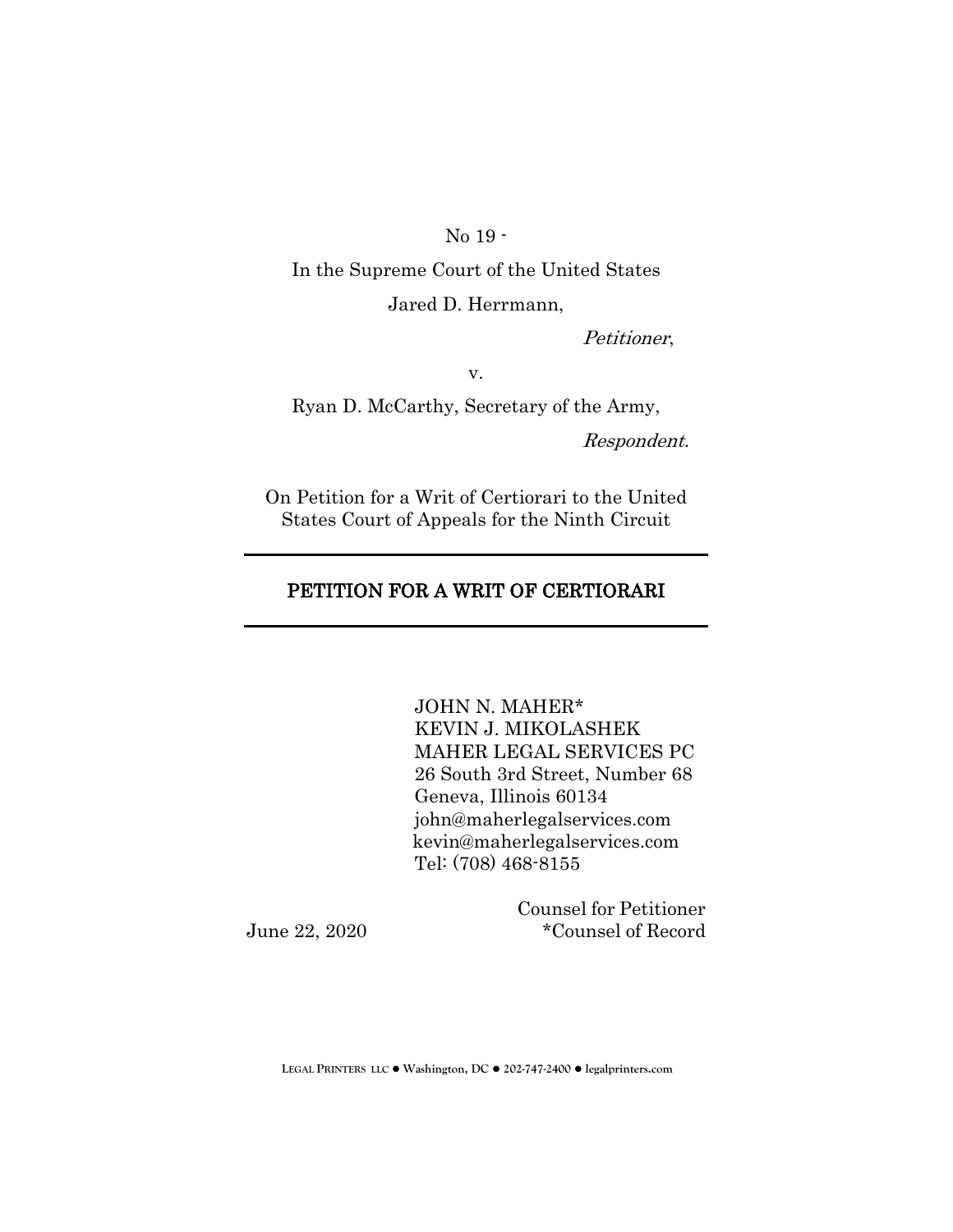No 19 -

In the Supreme Court of the United States

Jared D. Herrmann,

*Petitioner*,

v.

Ryan D. McCarthy, Secretary of the Army,

*Respondent*.

On Petition for a Writ of Certiorari to the United States Court of Appeals for the Ninth Circuit

---

# PETITION FOR A WRIT OF CERTIORARI

---

JOHN N. MAHER*
KEVIN J. MIKOLASHEK
MAHER LEGAL SERVICES PC
26 South 3rd Street, Number 68
Geneva, Illinois 60134
john@maherlegalservices.com
kevin@maherlegalservices.com
Tel: (708) 468-8155

Counsel for Petitioner
*Counsel of Record

June 22, 2020

LEGAL PRINTERS LLC ● Washington, DC ● 202-747-2400 ● legalprinters.com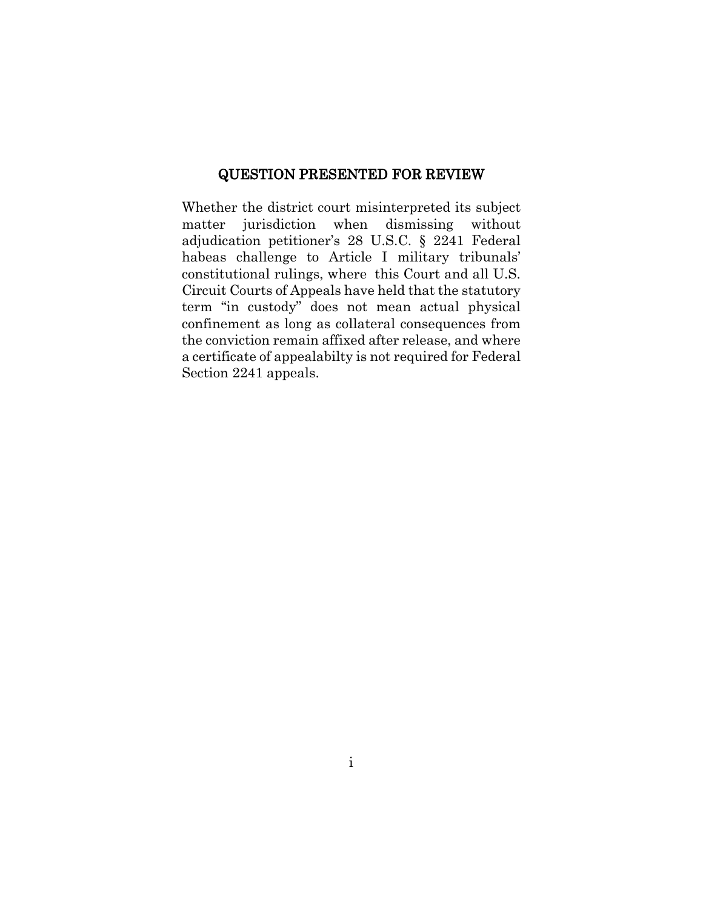## QUESTION PRESENTED FOR REVIEW

Whether the district court misinterpreted its subject matter jurisdiction when dismissing without adjudication petitioner's 28 U.S.C. § 2241 Federal habeas challenge to Article I military tribunals' constitutional rulings, where this Court and all U.S. Circuit Courts of Appeals have held that the statutory term "in custody" does not mean actual physical confinement as long as collateral consequences from the conviction remain affixed after release, and where a certificate of appealabilty is not required for Federal Section 2241 appeals.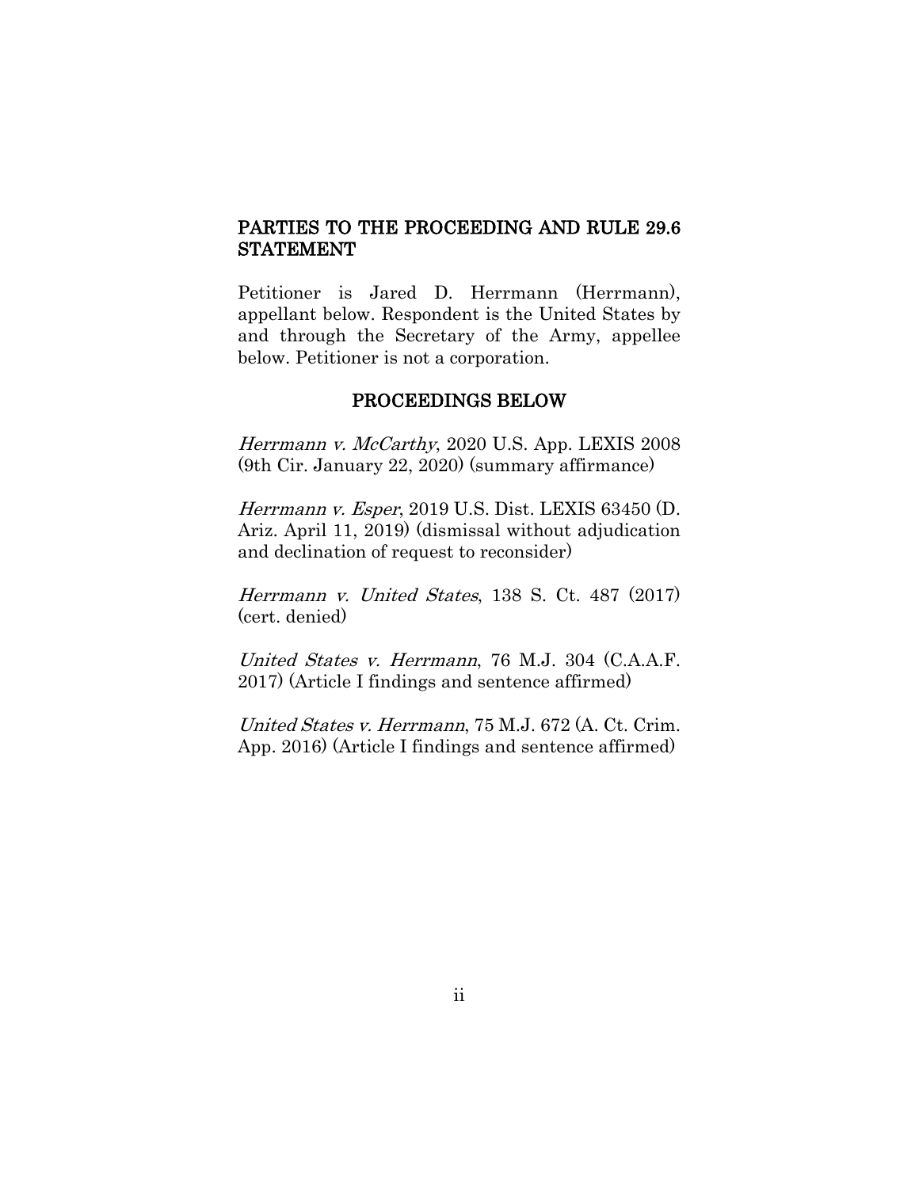## PARTIES TO THE PROCEEDING AND RULE 29.6 STATEMENT

Petitioner is Jared D. Herrmann (Herrmann), appellant below. Respondent is the United States by and through the Secretary of the Army, appellee below. Petitioner is not a corporation.

## PROCEEDINGS BELOW

*Herrmann v. McCarthy*, 2020 U.S. App. LEXIS 2008 (9th Cir. January 22, 2020) (summary affirmance)

*Herrmann v. Esper*, 2019 U.S. Dist. LEXIS 63450 (D. Ariz. April 11, 2019) (dismissal without adjudication and declination of request to reconsider)

*Herrmann v. United States*, 138 S. Ct. 487 (2017) (cert. denied)

*United States v. Herrmann*, 76 M.J. 304 (C.A.A.F. 2017) (Article I findings and sentence affirmed)

*United States v. Herrmann*, 75 M.J. 672 (A. Ct. Crim. App. 2016) (Article I findings and sentence affirmed)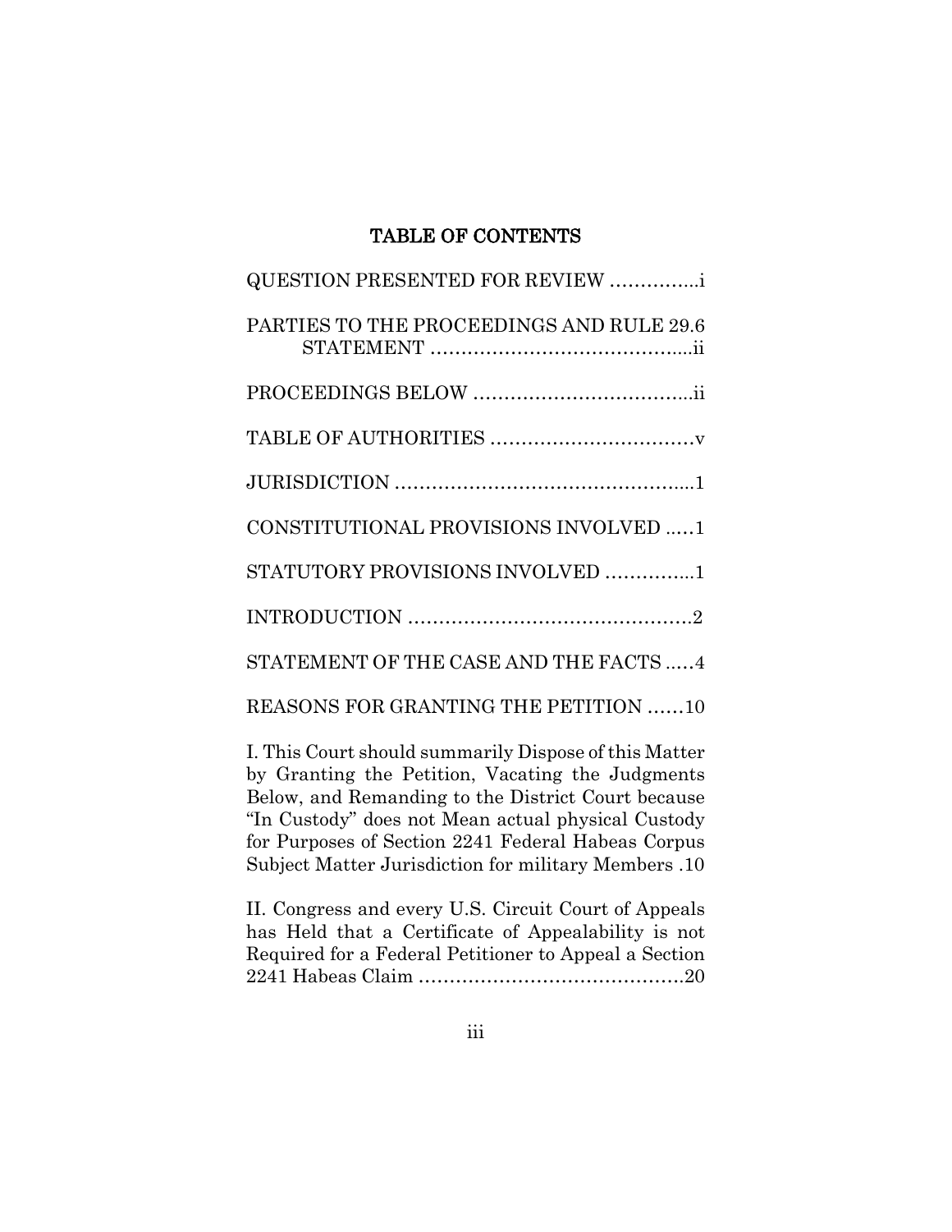# TABLE OF CONTENTS

QUESTION PRESENTED FOR REVIEW ..............i

PARTIES TO THE PROCEEDINGS AND RULE 29.6 STATEMENT .........................................ii

PROCEEDINGS BELOW ..................................ii

TABLE OF AUTHORITIES ................................v

JUDISDICTION ................................................1

CONSTITUTIONAL PROVISIONS INVOLVED .....1

STATUTORY PROVISIONS INVOLVED ..............1

INTRODUCTION ..............................................2

STATEMENT OF THE CASE AND THE FACTS .....4

REASONS FOR GRANTING THE PETITION ......10

I. This Court should summarily Dispose of this Matter by Granting the Petition, Vacating the Judgments Below, and Remanding to the District Court because "In Custody" does not Mean actual physical Custody for Purposes of Section 2241 Federal Habeas Corpus Subject Matter Jurisdiction for military Members .10

II. Congress and every U.S. Circuit Court of Appeals has Held that a Certificate of Appealability is not Required for a Federal Petitioner to Appeal a Section 2241 Habeas Claim ...........................................20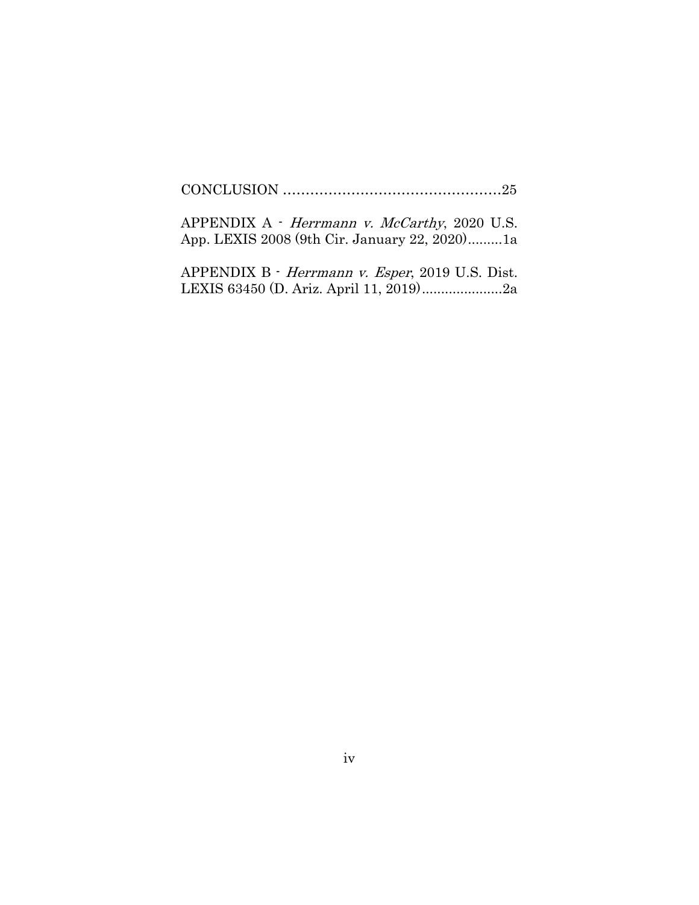CONCLUSION ................................................25

APPENDIX A - *Herrmann v. McCarthy*, 2020 U.S. App. LEXIS 2008 (9th Cir. January 22, 2020).........1a

APPENDIX B - *Herrmann v. Esper*, 2019 U.S. Dist. LEXIS 63450 (D. Ariz. April 11, 2019).....................2a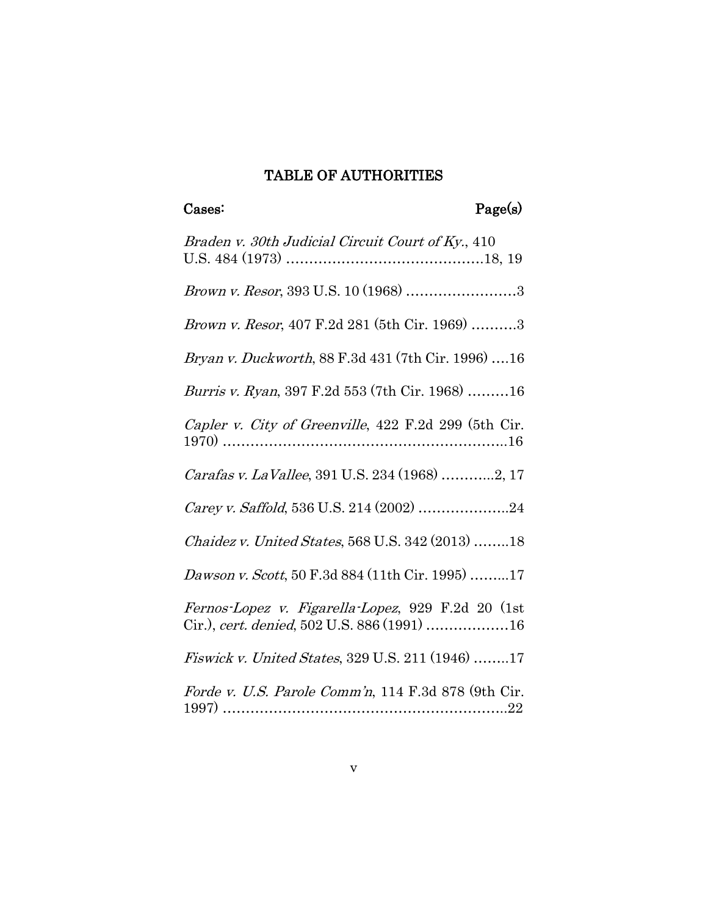## TABLE OF AUTHORITIES

**Cases:** **Page(s)**

*Braden v. 30th Judicial Circuit Court of Ky.*, 410 U.S. 484 (1973) ..........................................18, 19

*Brown v. Resor*, 393 U.S. 10 (1968) ........................3

*Brown v. Resor*, 407 F.2d 281 (5th Cir. 1969) ..........3

*Bryan v. Duckworth*, 88 F.3d 431 (7th Cir. 1996) ....16

*Burris v. Ryan*, 397 F.2d 553 (7th Cir. 1968) .........16

*Capler v. City of Greenville*, 422 F.2d 299 (5th Cir. 1970) ..............................................................16

*Carafas v. LaVallee*, 391 U.S. 234 (1968) ............2, 17

*Carey v. Saffold*, 536 U.S. 214 (2002) ....................24

*Chaidez v. United States*, 568 U.S. 342 (2013) ........18

*Dawson v. Scott*, 50 F.3d 884 (11th Cir. 1995) .........17

*Fernos-Lopez v. Figarella-Lopez*, 929 F.2d 20 (1st Cir.), *cert. denied*, 502 U.S. 886 (1991) ..................16

*Fiswick v. United States*, 329 U.S. 211 (1946) ........17

*Forde v. U.S. Parole Comm'n*, 114 F.3d 878 (9th Cir. 1997) ..............................................................22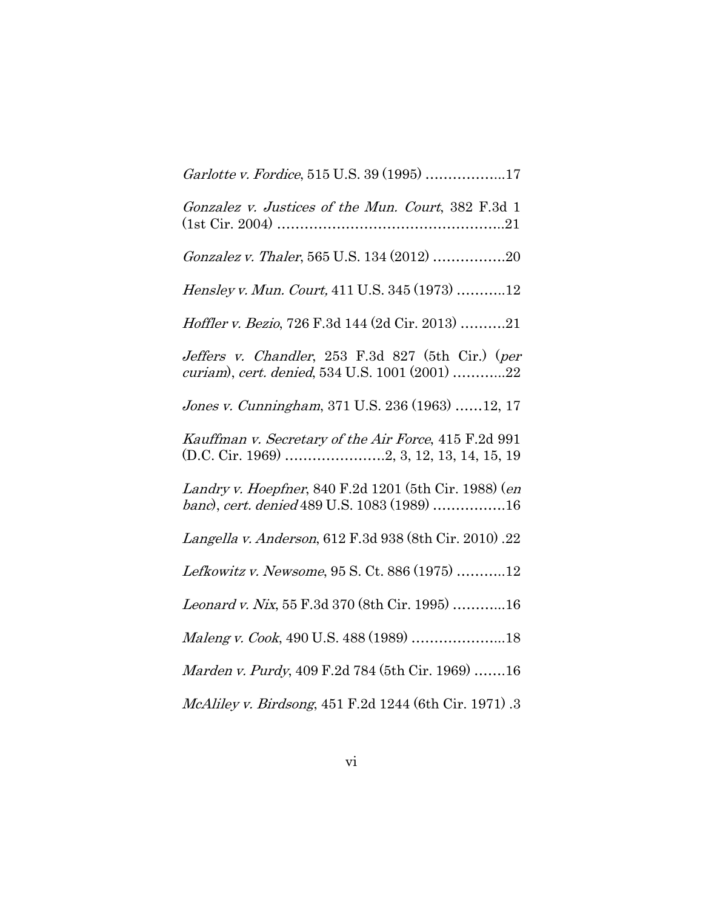*Garlotte v. Fordice*, 515 U.S. 39 (1995) ……………...17

*Gonzalez v. Justices of the Mun. Court*, 382 F.3d 1 (1st Cir. 2004) …………………………………………..21

*Gonzalez v. Thaler*, 565 U.S. 134 (2012) …………….20

*Hensley v. Mun. Court,* 411 U.S. 345 (1973) ………..12

*Hoffler v. Bezio*, 726 F.3d 144 (2d Cir. 2013) ……….21

*Jeffers v. Chandler*, 253 F.3d 827 (5th Cir.) (*per curiam*), *cert. denied*, 534 U.S. 1001 (2001) ………..22

*Jones v. Cunningham*, 371 U.S. 236 (1963) ……12, 17

*Kauffman v. Secretary of the Air Force*, 415 F.2d 991 (D.C. Cir. 1969) ………………….2, 3, 12, 13, 14, 15, 19

*Landry v. Hoepfner*, 840 F.2d 1201 (5th Cir. 1988) (*en banc*), *cert. denied* 489 U.S. 1083 (1989) …………….16

*Langella v. Anderson*, 612 F.3d 938 (8th Cir. 2010) .22

*Lefkowitz v. Newsome*, 95 S. Ct. 886 (1975) ………..12

*Leonard v. Nix*, 55 F.3d 370 (8th Cir. 1995) ………..16

*Maleng v. Cook*, 490 U.S. 488 (1989) ………………...18

*Marden v. Purdy*, 409 F.2d 784 (5th Cir. 1969) …….16

*McAliley v. Birdsong*, 451 F.2d 1244 (6th Cir. 1971) .3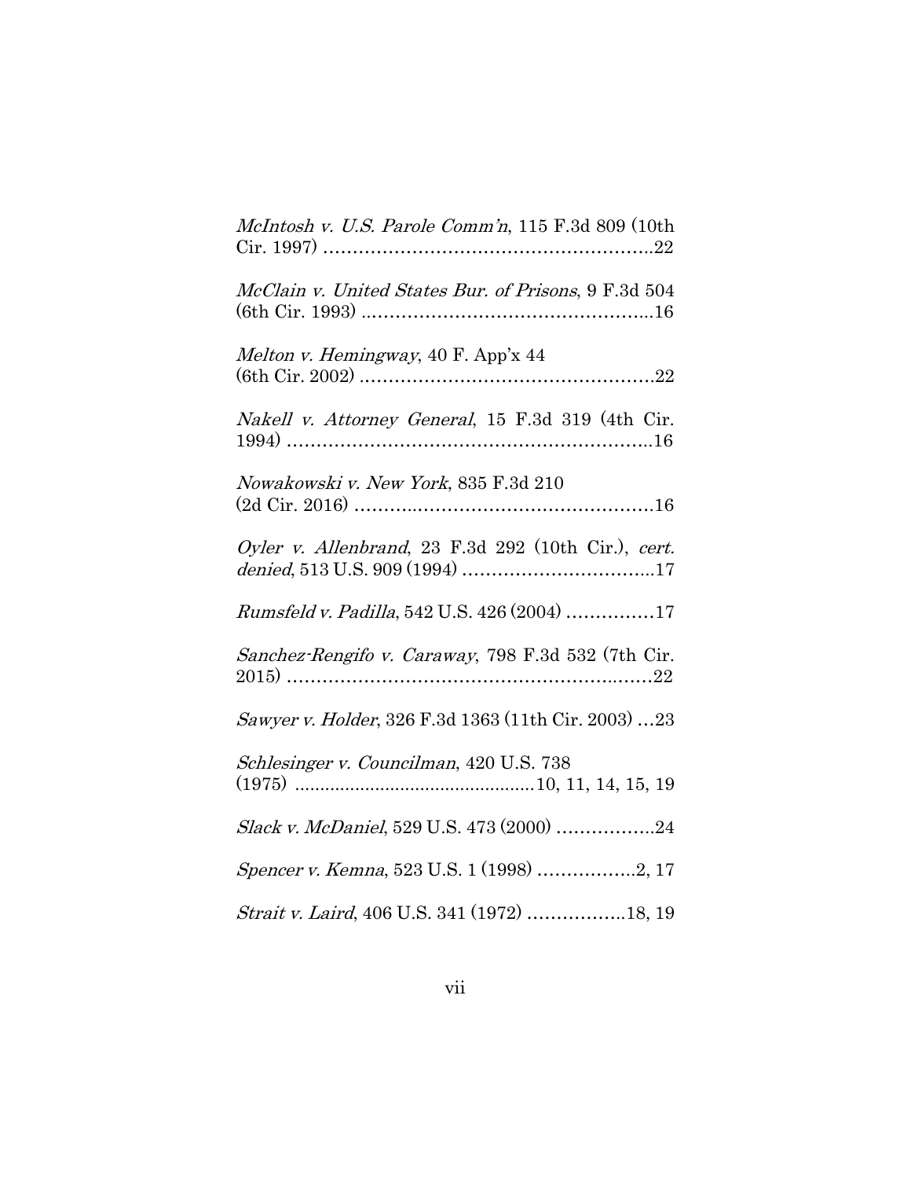*McIntosh v. U.S. Parole Comm'n*, 115 F.3d 809 (10th Cir. 1997) ..........................................................22

*McClain v. United States Bur. of Prisons*, 9 F.3d 504 (6th Cir. 1993) ..................................................16

*Melton v. Hemingway*, 40 F. App'x 44 (6th Cir. 2002) ..................................................22

*Nakell v. Attorney General*, 15 F.3d 319 (4th Cir. 1994) ..............................................................16

*Nowakowski v. New York*, 835 F.3d 210 (2d Cir. 2016) ....................................................16

*Oyler v. Allenbrand*, 23 F.3d 292 (10th Cir.), *cert. denied*, 513 U.S. 909 (1994) ..................................17

*Rumsfeld v. Padilla*, 542 U.S. 426 (2004) ...............17

*Sanchez-Rengifo v. Caraway*, 798 F.3d 532 (7th Cir. 2015) ...............................................................22

*Sawyer v. Holder*, 326 F.3d 1363 (11th Cir. 2003) ...23

*Schlesinger v. Councilman*, 420 U.S. 738 (1975) ...............................................10, 11, 14, 15, 19

*Slack v. McDaniel*, 529 U.S. 473 (2000) .................24

*Spencer v. Kemna*, 523 U.S. 1 (1998) .................2, 17

*Strait v. Laird*, 406 U.S. 341 (1972) .................18, 19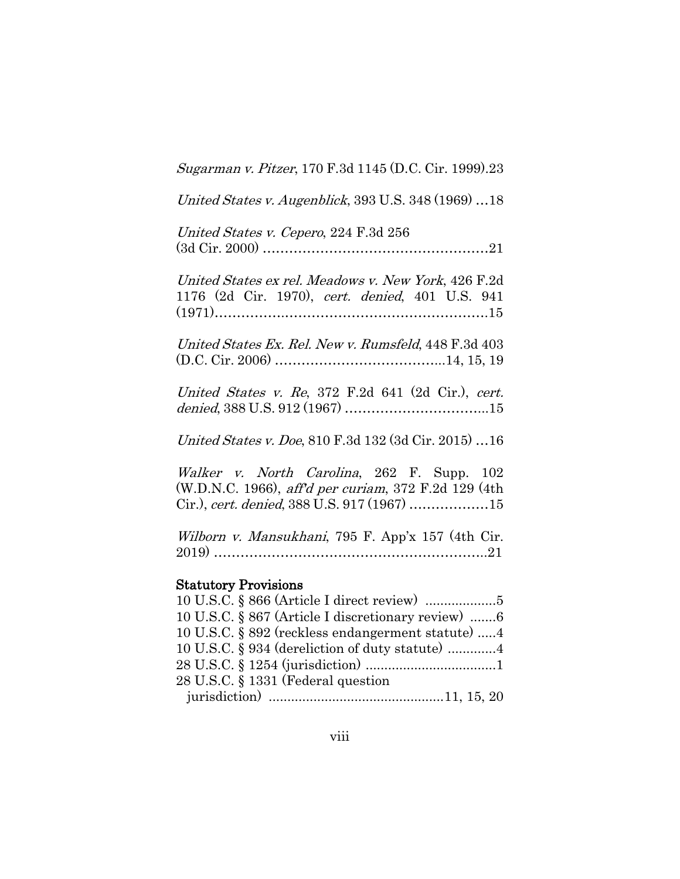*Sugarman v. Pitzer*, 170 F.3d 1145 (D.C. Cir. 1999).23

*United States v. Augenblick*, 393 U.S. 348 (1969) …18

*United States v. Cepero*, 224 F.3d 256 (3d Cir. 2000) ……………………………………………21

*United States ex rel. Meadows v. New York*, 426 F.2d 1176 (2d Cir. 1970), *cert. denied*, 401 U.S. 941 (1971)……………………………………………………15

*United States Ex. Rel. New v. Rumsfeld*, 448 F.3d 403 (D.C. Cir. 2006) ………………………………...14, 15, 19

*United States v. Re*, 372 F.2d 641 (2d Cir.), *cert. denied*, 388 U.S. 912 (1967) …………………………...15

*United States v. Doe*, 810 F.3d 132 (3d Cir. 2015) …16

*Walker v. North Carolina*, 262 F. Supp. 102 (W.D.N.C. 1966), *aff'd per curiam*, 372 F.2d 129 (4th Cir.), *cert. denied*, 388 U.S. 917 (1967) ………………15

*Wilborn v. Mansukhani*, 795 F. App'x 157 (4th Cir. 2019) ……………………………………………………..21

**Statutory Provisions**

10 U.S.C. § 866 (Article I direct review) ...................5
10 U.S.C. § 867 (Article I discretionary review) .......6
10 U.S.C. § 892 (reckless endangerment statute) .....4
10 U.S.C. § 934 (dereliction of duty statute) .............4
28 U.S.C. § 1254 (jurisdiction) ...................................1
28 U.S.C. § 1331 (Federal question jurisdiction) ...............................................11, 15, 20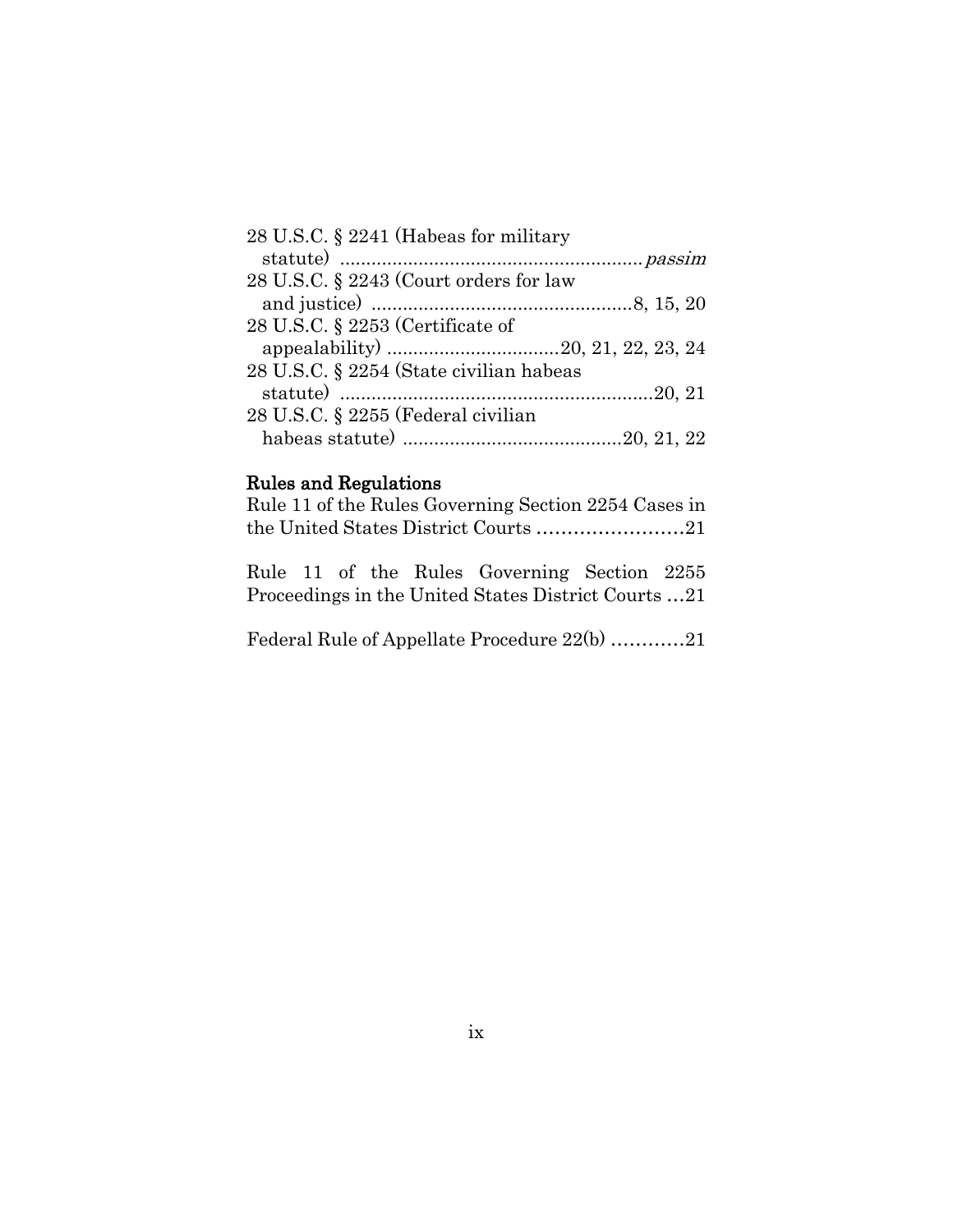28 U.S.C. § 2241 (Habeas for military statute) ........................................................ *passim*

28 U.S.C. § 2243 (Court orders for law and justice) ................................................8, 15, 20

28 U.S.C. § 2253 (Certificate of appealability) ................................20, 21, 22, 23, 24

28 U.S.C. § 2254 (State civilian habeas statute) ............................................................20, 21

28 U.S.C. § 2255 (Federal civilian habeas statute) ..........................................20, 21, 22

**Rules and Regulations**

Rule 11 of the Rules Governing Section 2254 Cases in the United States District Courts ........................21

Rule 11 of the Rules Governing Section 2255 Proceedings in the United States District Courts ...21

Federal Rule of Appellate Procedure 22(b) ............21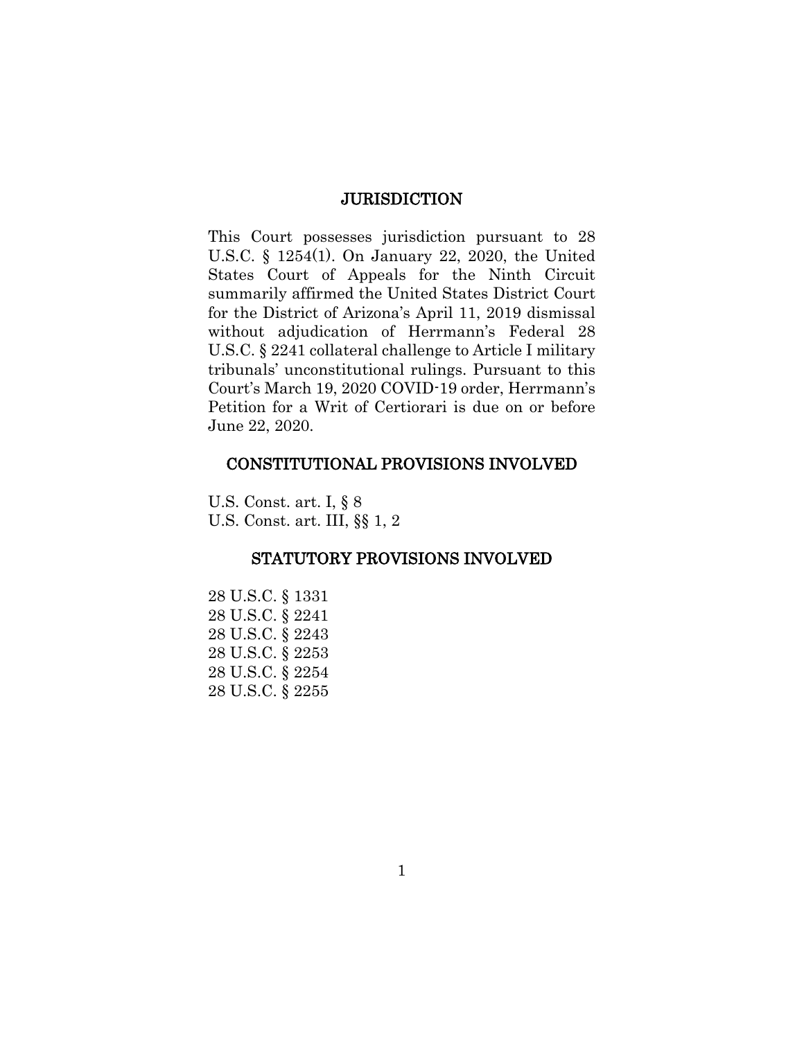## JURISDICTION

This Court possesses jurisdiction pursuant to 28 U.S.C. § 1254(1). On January 22, 2020, the United States Court of Appeals for the Ninth Circuit summarily affirmed the United States District Court for the District of Arizona's April 11, 2019 dismissal without adjudication of Herrmann's Federal 28 U.S.C. § 2241 collateral challenge to Article I military tribunals' unconstitutional rulings. Pursuant to this Court's March 19, 2020 COVID-19 order, Herrmann's Petition for a Writ of Certiorari is due on or before June 22, 2020.

## CONSTITUTIONAL PROVISIONS INVOLVED

U.S. Const. art. I, § 8
U.S. Const. art. III, §§ 1, 2

## STATUTORY PROVISIONS INVOLVED

28 U.S.C. § 1331
28 U.S.C. § 2241
28 U.S.C. § 2243
28 U.S.C. § 2253
28 U.S.C. § 2254
28 U.S.C. § 2255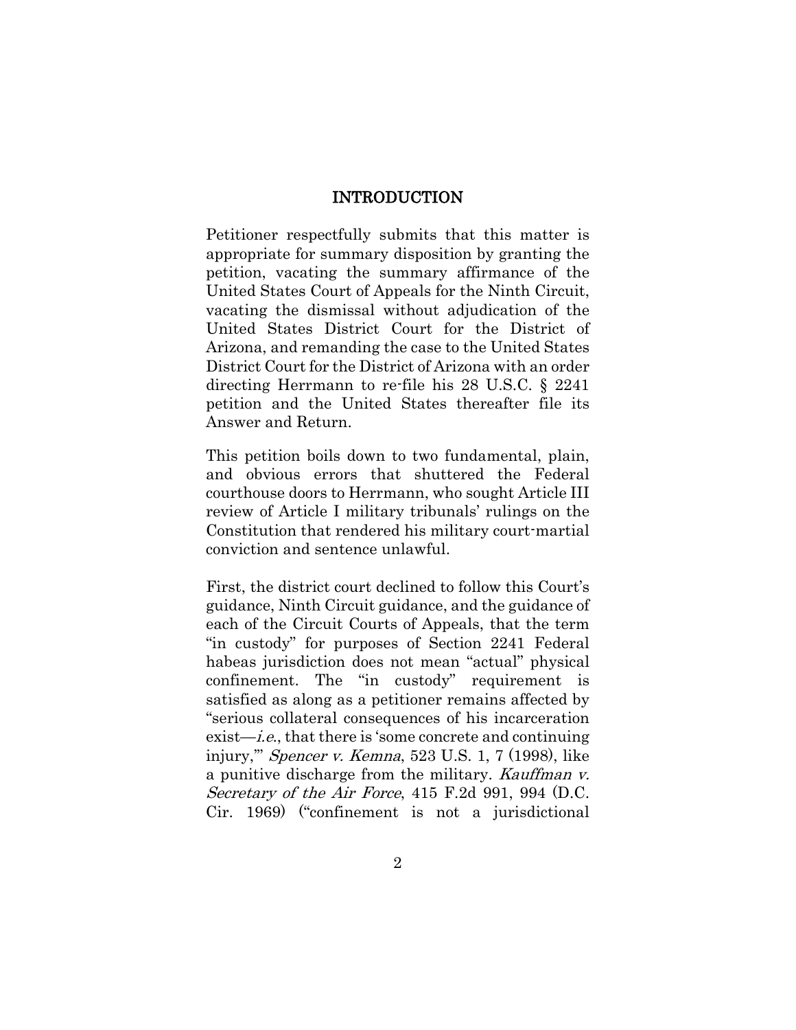## INTRODUCTION

Petitioner respectfully submits that this matter is appropriate for summary disposition by granting the petition, vacating the summary affirmance of the United States Court of Appeals for the Ninth Circuit, vacating the dismissal without adjudication of the United States District Court for the District of Arizona, and remanding the case to the United States District Court for the District of Arizona with an order directing Herrmann to re-file his 28 U.S.C. § 2241 petition and the United States thereafter file its Answer and Return.

This petition boils down to two fundamental, plain, and obvious errors that shuttered the Federal courthouse doors to Herrmann, who sought Article III review of Article I military tribunals' rulings on the Constitution that rendered his military court-martial conviction and sentence unlawful.

First, the district court declined to follow this Court's guidance, Ninth Circuit guidance, and the guidance of each of the Circuit Courts of Appeals, that the term "in custody" for purposes of Section 2241 Federal habeas jurisdiction does not mean "actual" physical confinement. The "in custody" requirement is satisfied as along as a petitioner remains affected by "serious collateral consequences of his incarceration exist—*i.e.*, that there is 'some concrete and continuing injury,'" *Spencer v. Kemna*, 523 U.S. 1, 7 (1998), like a punitive discharge from the military. *Kauffman v. Secretary of the Air Force*, 415 F.2d 991, 994 (D.C. Cir. 1969) ("confinement is not a jurisdictional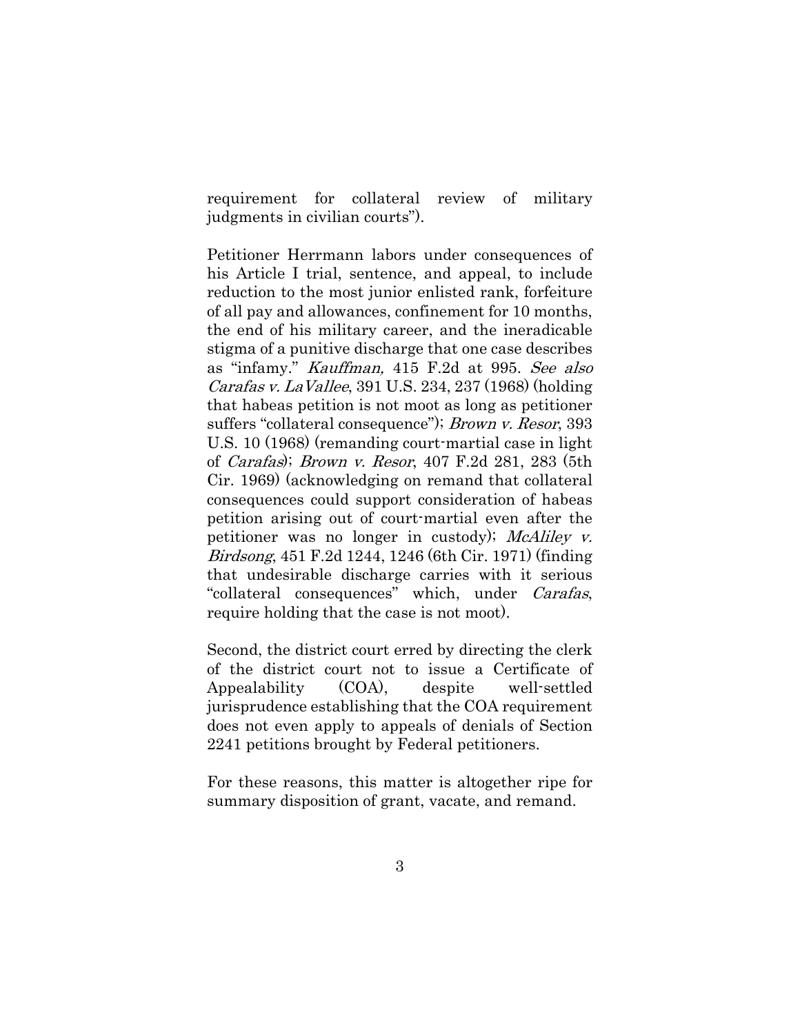requirement for collateral review of military judgments in civilian courts").

Petitioner Herrmann labors under consequences of his Article I trial, sentence, and appeal, to include reduction to the most junior enlisted rank, forfeiture of all pay and allowances, confinement for 10 months, the end of his military career, and the ineradicable stigma of a punitive discharge that one case describes as "infamy." *Kauffman,* 415 F.2d at 995. *See also Carafas v. LaVallee*, 391 U.S. 234, 237 (1968) (holding that habeas petition is not moot as long as petitioner suffers "collateral consequence"); *Brown v. Resor*, 393 U.S. 10 (1968) (remanding court-martial case in light of *Carafas*); *Brown v. Resor*, 407 F.2d 281, 283 (5th Cir. 1969) (acknowledging on remand that collateral consequences could support consideration of habeas petition arising out of court-martial even after the petitioner was no longer in custody); *McAliley v. Birdsong*, 451 F.2d 1244, 1246 (6th Cir. 1971) (finding that undesirable discharge carries with it serious "collateral consequences" which, under *Carafas*, require holding that the case is not moot).

Second, the district court erred by directing the clerk of the district court not to issue a Certificate of Appealability (COA), despite well-settled jurisprudence establishing that the COA requirement does not even apply to appeals of denials of Section 2241 petitions brought by Federal petitioners.

For these reasons, this matter is altogether ripe for summary disposition of grant, vacate, and remand.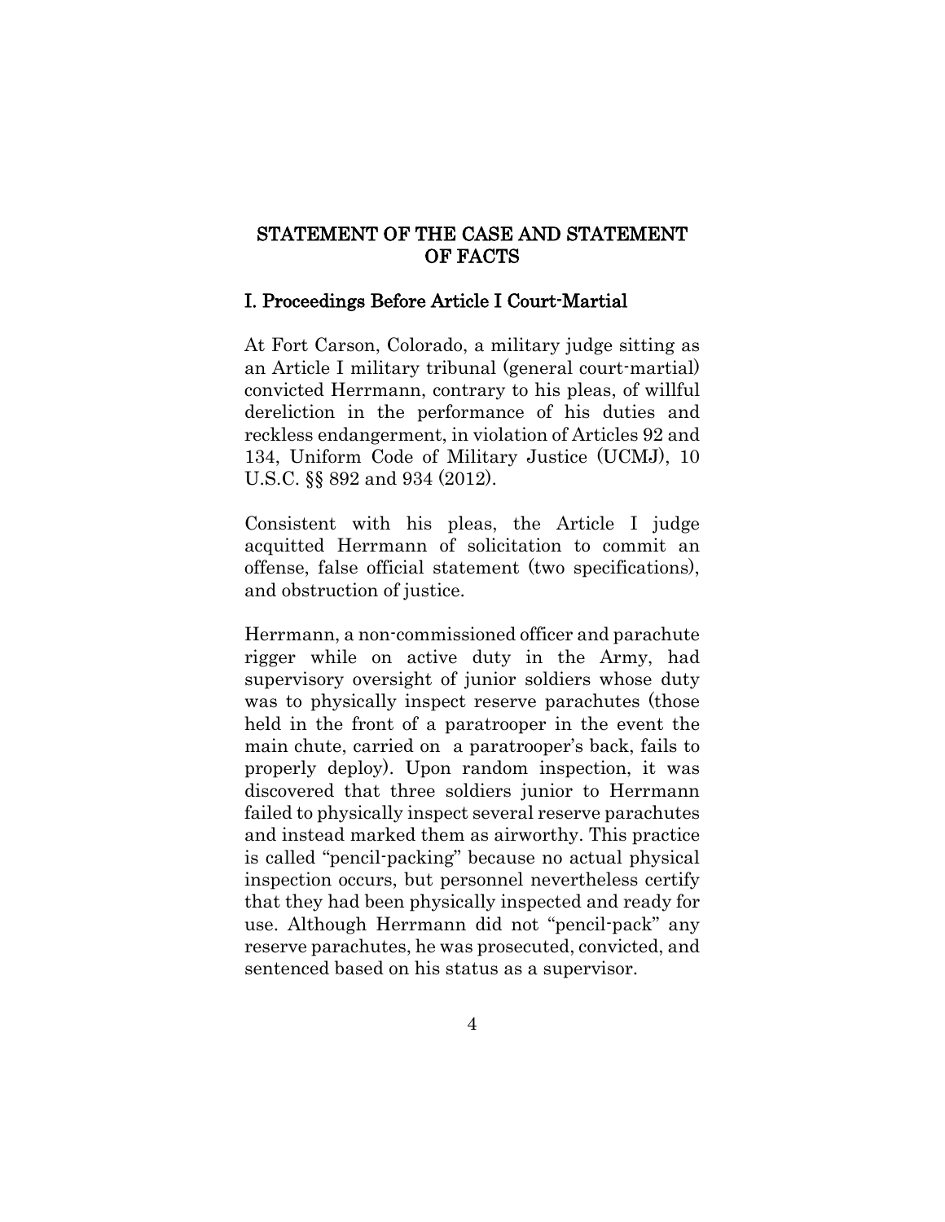## STATEMENT OF THE CASE AND STATEMENT OF FACTS

### I. Proceedings Before Article I Court-Martial

At Fort Carson, Colorado, a military judge sitting as an Article I military tribunal (general court-martial) convicted Herrmann, contrary to his pleas, of willful dereliction in the performance of his duties and reckless endangerment, in violation of Articles 92 and 134, Uniform Code of Military Justice (UCMJ), 10 U.S.C. §§ 892 and 934 (2012).

Consistent with his pleas, the Article I judge acquitted Herrmann of solicitation to commit an offense, false official statement (two specifications), and obstruction of justice.

Herrmann, a non-commissioned officer and parachute rigger while on active duty in the Army, had supervisory oversight of junior soldiers whose duty was to physically inspect reserve parachutes (those held in the front of a paratrooper in the event the main chute, carried on a paratrooper's back, fails to properly deploy). Upon random inspection, it was discovered that three soldiers junior to Herrmann failed to physically inspect several reserve parachutes and instead marked them as airworthy. This practice is called "pencil-packing" because no actual physical inspection occurs, but personnel nevertheless certify that they had been physically inspected and ready for use. Although Herrmann did not "pencil-pack" any reserve parachutes, he was prosecuted, convicted, and sentenced based on his status as a supervisor.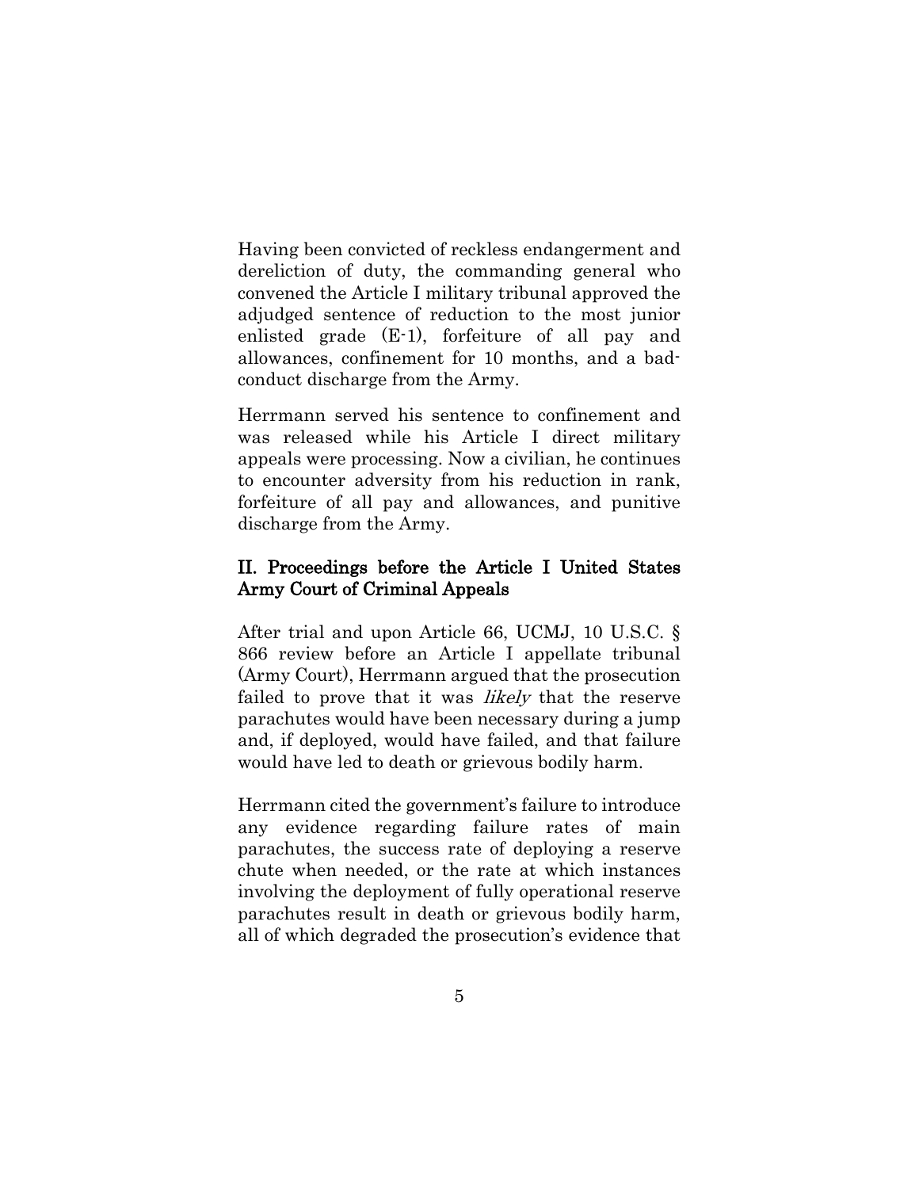Having been convicted of reckless endangerment and dereliction of duty, the commanding general who convened the Article I military tribunal approved the adjudged sentence of reduction to the most junior enlisted grade (E-1), forfeiture of all pay and allowances, confinement for 10 months, and a bad-conduct discharge from the Army.

Herrmann served his sentence to confinement and was released while his Article I direct military appeals were processing. Now a civilian, he continues to encounter adversity from his reduction in rank, forfeiture of all pay and allowances, and punitive discharge from the Army.

## II. Proceedings before the Article I United States Army Court of Criminal Appeals

After trial and upon Article 66, UCMJ, 10 U.S.C. § 866 review before an Article I appellate tribunal (Army Court), Herrmann argued that the prosecution failed to prove that it was *likely* that the reserve parachutes would have been necessary during a jump and, if deployed, would have failed, and that failure would have led to death or grievous bodily harm.

Herrmann cited the government's failure to introduce any evidence regarding failure rates of main parachutes, the success rate of deploying a reserve chute when needed, or the rate at which instances involving the deployment of fully operational reserve parachutes result in death or grievous bodily harm, all of which degraded the prosecution's evidence that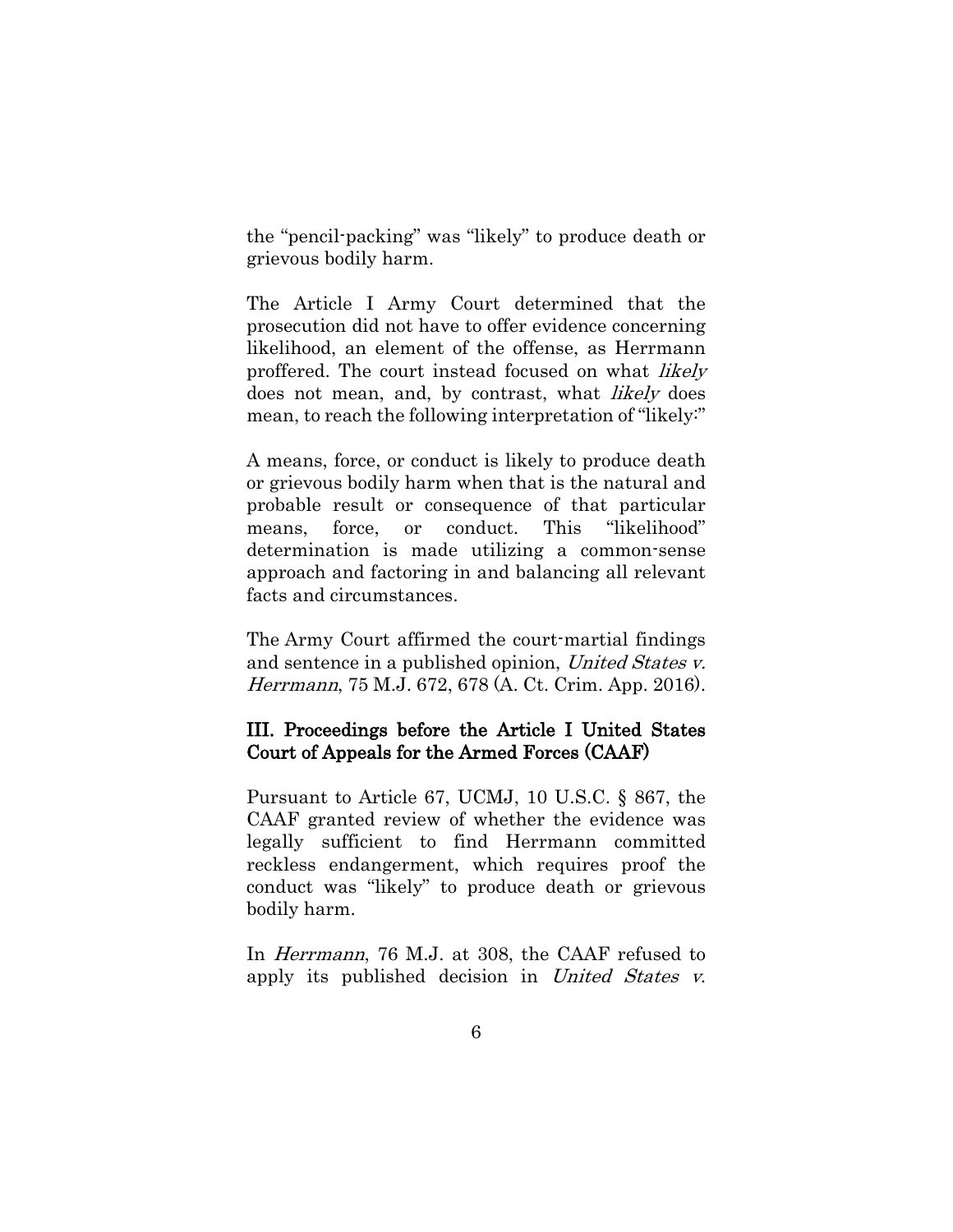the "pencil-packing" was "likely" to produce death or grievous bodily harm.

The Article I Army Court determined that the prosecution did not have to offer evidence concerning likelihood, an element of the offense, as Herrmann proffered. The court instead focused on what *likely* does not mean, and, by contrast, what *likely* does mean, to reach the following interpretation of "likely:"

> A means, force, or conduct is likely to produce death or grievous bodily harm when that is the natural and probable result or consequence of that particular means, force, or conduct. This "likelihood" determination is made utilizing a common-sense approach and factoring in and balancing all relevant facts and circumstances.

The Army Court affirmed the court-martial findings and sentence in a published opinion, *United States v. Herrmann*, 75 M.J. 672, 678 (A. Ct. Crim. App. 2016).

## III. Proceedings before the Article I United States Court of Appeals for the Armed Forces (CAAF)

Pursuant to Article 67, UCMJ, 10 U.S.C. § 867, the CAAF granted review of whether the evidence was legally sufficient to find Herrmann committed reckless endangerment, which requires proof the conduct was "likely" to produce death or grievous bodily harm.

In *Herrmann*, 76 M.J. at 308, the CAAF refused to apply its published decision in *United States v.*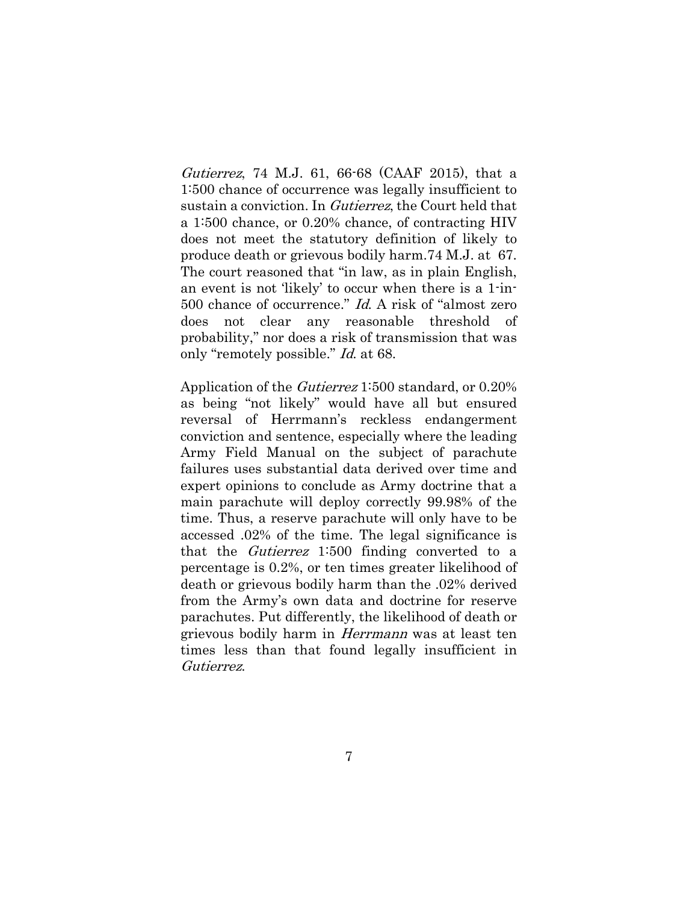*Gutierrez*, 74 M.J. 61, 66-68 (CAAF 2015), that a 1:500 chance of occurrence was legally insufficient to sustain a conviction. In *Gutierrez*, the Court held that a 1:500 chance, or 0.20% chance, of contracting HIV does not meet the statutory definition of likely to produce death or grievous bodily harm.74 M.J. at 67. The court reasoned that "in law, as in plain English, an event is not 'likely' to occur when there is a 1-in-500 chance of occurrence." *Id*. A risk of "almost zero does not clear any reasonable threshold of probability," nor does a risk of transmission that was only "remotely possible." *Id*. at 68.

Application of the *Gutierrez* 1:500 standard, or 0.20% as being "not likely" would have all but ensured reversal of Herrmann's reckless endangerment conviction and sentence, especially where the leading Army Field Manual on the subject of parachute failures uses substantial data derived over time and expert opinions to conclude as Army doctrine that a main parachute will deploy correctly 99.98% of the time. Thus, a reserve parachute will only have to be accessed .02% of the time. The legal significance is that the *Gutierrez* 1:500 finding converted to a percentage is 0.2%, or ten times greater likelihood of death or grievous bodily harm than the .02% derived from the Army's own data and doctrine for reserve parachutes. Put differently, the likelihood of death or grievous bodily harm in *Herrmann* was at least ten times less than that found legally insufficient in *Gutierrez*.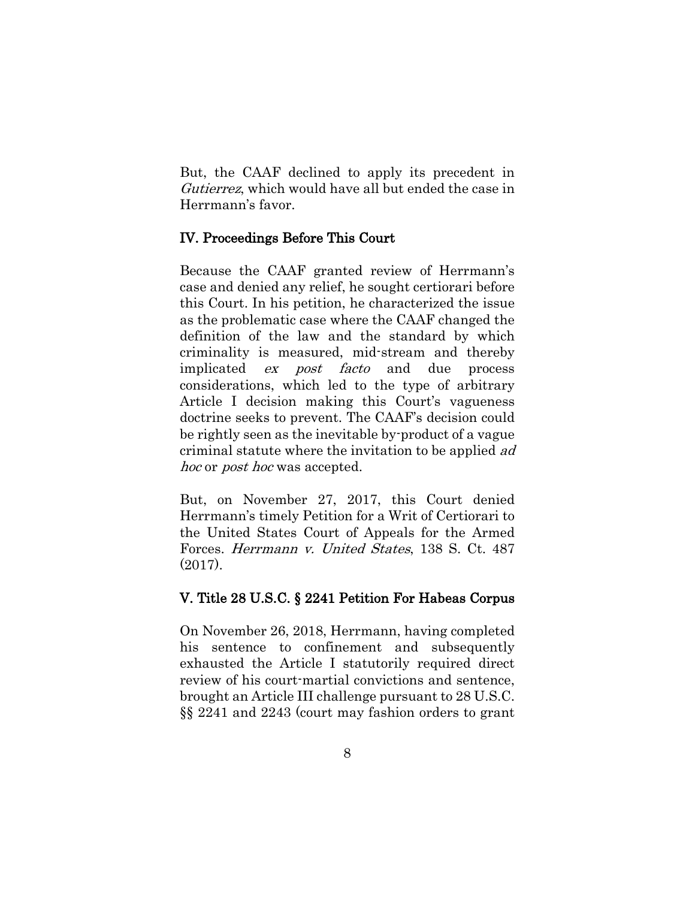But, the CAAF declined to apply its precedent in *Gutierrez*, which would have all but ended the case in Herrmann's favor.

## IV. Proceedings Before This Court

Because the CAAF granted review of Herrmann's case and denied any relief, he sought certiorari before this Court. In his petition, he characterized the issue as the problematic case where the CAAF changed the definition of the law and the standard by which criminality is measured, mid-stream and thereby implicated *ex post facto* and due process considerations, which led to the type of arbitrary Article I decision making this Court's vagueness doctrine seeks to prevent. The CAAF's decision could be rightly seen as the inevitable by-product of a vague criminal statute where the invitation to be applied *ad hoc* or *post hoc* was accepted.

But, on November 27, 2017, this Court denied Herrmann's timely Petition for a Writ of Certiorari to the United States Court of Appeals for the Armed Forces. *Herrmann v. United States*, 138 S. Ct. 487 (2017).

## V. Title 28 U.S.C. § 2241 Petition For Habeas Corpus

On November 26, 2018, Herrmann, having completed his sentence to confinement and subsequently exhausted the Article I statutorily required direct review of his court-martial convictions and sentence, brought an Article III challenge pursuant to 28 U.S.C. §§ 2241 and 2243 (court may fashion orders to grant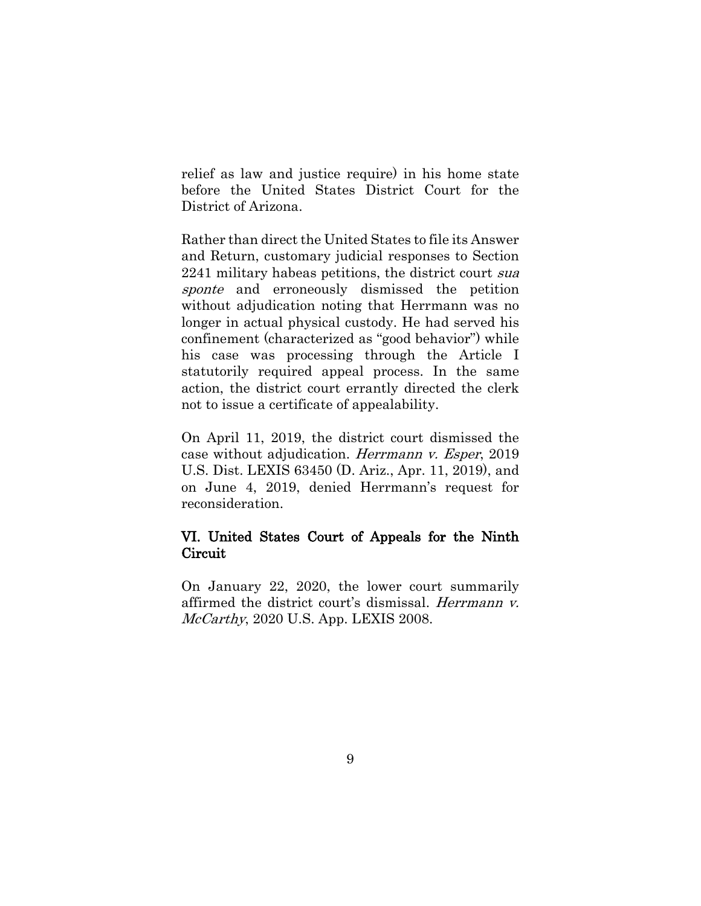relief as law and justice require) in his home state before the United States District Court for the District of Arizona.

Rather than direct the United States to file its Answer and Return, customary judicial responses to Section 2241 military habeas petitions, the district court *sua sponte* and erroneously dismissed the petition without adjudication noting that Herrmann was no longer in actual physical custody. He had served his confinement (characterized as "good behavior") while his case was processing through the Article I statutorily required appeal process. In the same action, the district court errantly directed the clerk not to issue a certificate of appealability.

On April 11, 2019, the district court dismissed the case without adjudication. *Herrmann v. Esper*, 2019 U.S. Dist. LEXIS 63450 (D. Ariz., Apr. 11, 2019), and on June 4, 2019, denied Herrmann's request for reconsideration.

## VI. United States Court of Appeals for the Ninth Circuit

On January 22, 2020, the lower court summarily affirmed the district court's dismissal. *Herrmann v. McCarthy*, 2020 U.S. App. LEXIS 2008.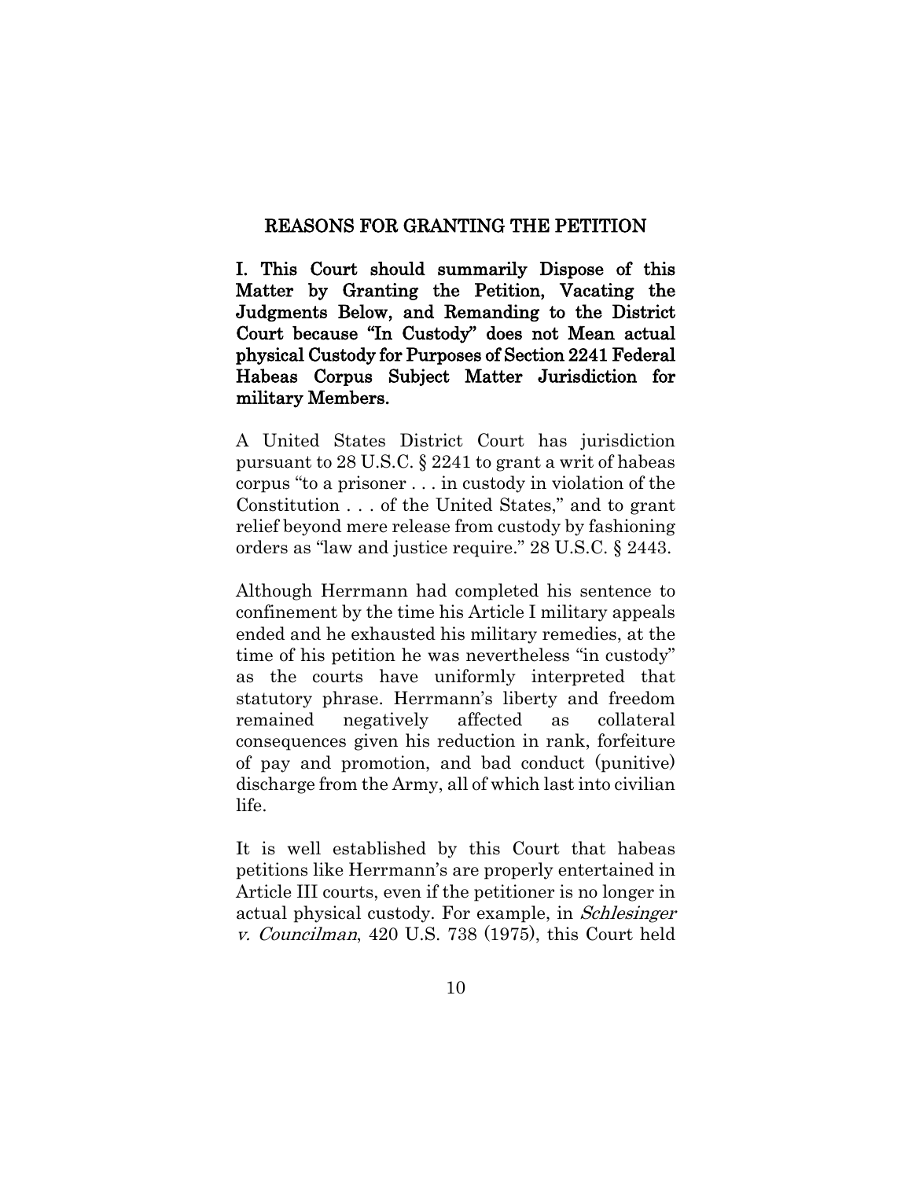## REASONS FOR GRANTING THE PETITION

### I. This Court should summarily Dispose of this Matter by Granting the Petition, Vacating the Judgments Below, and Remanding to the District Court because "In Custody" does not Mean actual physical Custody for Purposes of Section 2241 Federal Habeas Corpus Subject Matter Jurisdiction for military Members.

A United States District Court has jurisdiction pursuant to 28 U.S.C. § 2241 to grant a writ of habeas corpus "to a prisoner . . . in custody in violation of the Constitution . . . of the United States," and to grant relief beyond mere release from custody by fashioning orders as "law and justice require." 28 U.S.C. § 2443.

Although Herrmann had completed his sentence to confinement by the time his Article I military appeals ended and he exhausted his military remedies, at the time of his petition he was nevertheless "in custody" as the courts have uniformly interpreted that statutory phrase. Herrmann's liberty and freedom remained negatively affected as collateral consequences given his reduction in rank, forfeiture of pay and promotion, and bad conduct (punitive) discharge from the Army, all of which last into civilian life.

It is well established by this Court that habeas petitions like Herrmann's are properly entertained in Article III courts, even if the petitioner is no longer in actual physical custody. For example, in *Schlesinger v. Councilman*, 420 U.S. 738 (1975), this Court held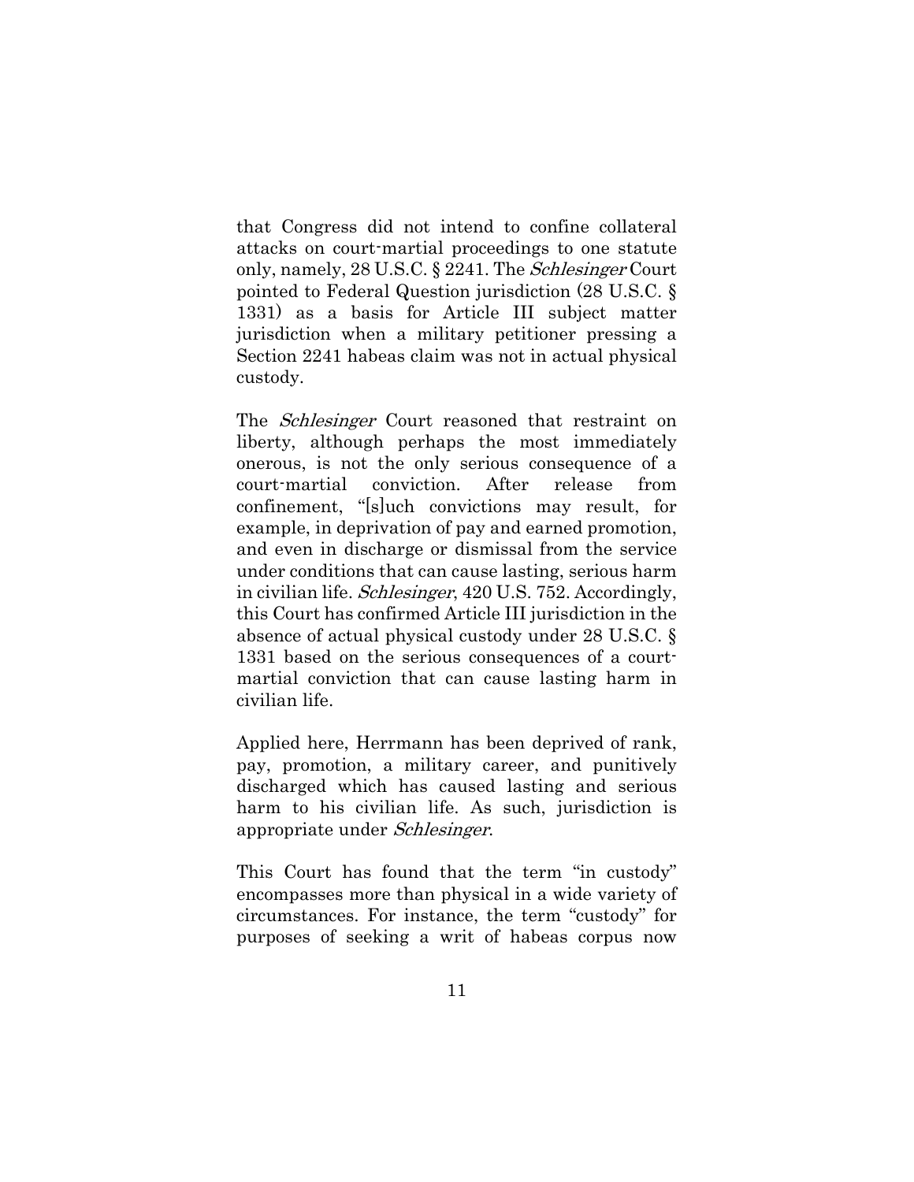that Congress did not intend to confine collateral attacks on court-martial proceedings to one statute only, namely, 28 U.S.C. § 2241. The *Schlesinger* Court pointed to Federal Question jurisdiction (28 U.S.C. § 1331) as a basis for Article III subject matter jurisdiction when a military petitioner pressing a Section 2241 habeas claim was not in actual physical custody.

The *Schlesinger* Court reasoned that restraint on liberty, although perhaps the most immediately onerous, is not the only serious consequence of a court-martial conviction. After release from confinement, "[s]uch convictions may result, for example, in deprivation of pay and earned promotion, and even in discharge or dismissal from the service under conditions that can cause lasting, serious harm in civilian life. *Schlesinger*, 420 U.S. 752. Accordingly, this Court has confirmed Article III jurisdiction in the absence of actual physical custody under 28 U.S.C. § 1331 based on the serious consequences of a court-martial conviction that can cause lasting harm in civilian life.

Applied here, Herrmann has been deprived of rank, pay, promotion, a military career, and punitively discharged which has caused lasting and serious harm to his civilian life. As such, jurisdiction is appropriate under *Schlesinger*.

This Court has found that the term "in custody" encompasses more than physical in a wide variety of circumstances. For instance, the term "custody" for purposes of seeking a writ of habeas corpus now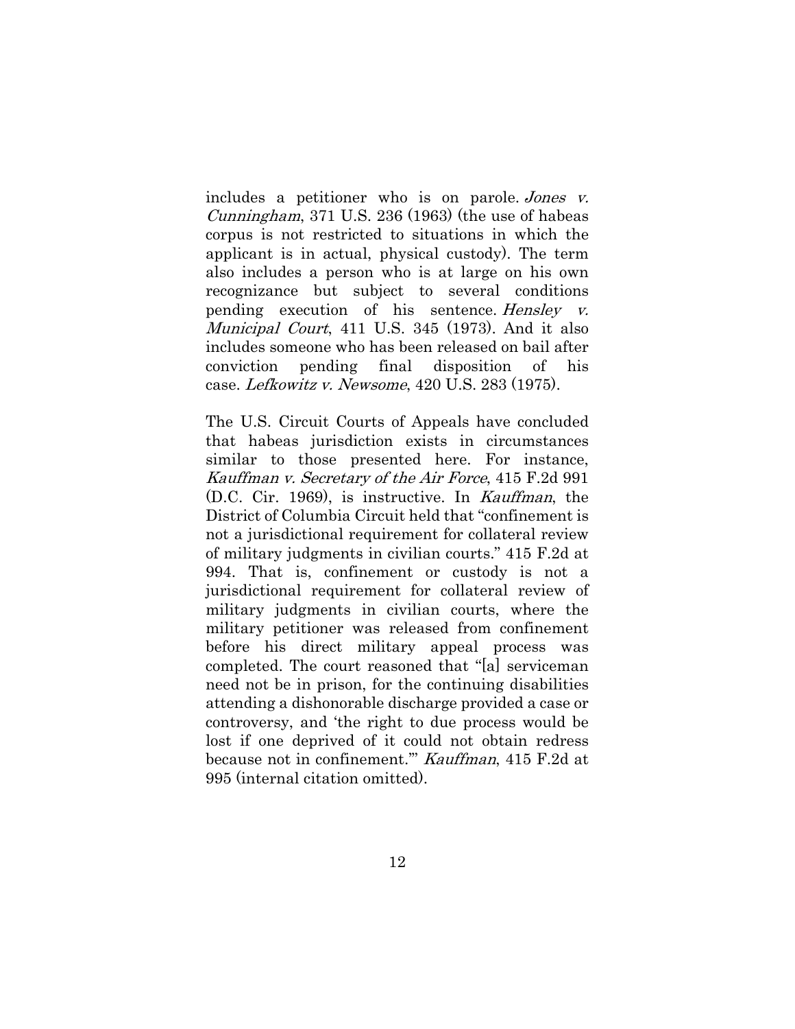includes a petitioner who is on parole. *Jones v. Cunningham*, 371 U.S. 236 (1963) (the use of habeas corpus is not restricted to situations in which the applicant is in actual, physical custody). The term also includes a person who is at large on his own recognizance but subject to several conditions pending execution of his sentence. *Hensley v. Municipal Court*, 411 U.S. 345 (1973). And it also includes someone who has been released on bail after conviction pending final disposition of his case. *Lefkowitz v. Newsome*, 420 U.S. 283 (1975).

The U.S. Circuit Courts of Appeals have concluded that habeas jurisdiction exists in circumstances similar to those presented here. For instance, *Kauffman v. Secretary of the Air Force*, 415 F.2d 991 (D.C. Cir. 1969), is instructive. In *Kauffman*, the District of Columbia Circuit held that "confinement is not a jurisdictional requirement for collateral review of military judgments in civilian courts." 415 F.2d at 994. That is, confinement or custody is not a jurisdictional requirement for collateral review of military judgments in civilian courts, where the military petitioner was released from confinement before his direct military appeal process was completed. The court reasoned that "[a] serviceman need not be in prison, for the continuing disabilities attending a dishonorable discharge provided a case or controversy, and 'the right to due process would be lost if one deprived of it could not obtain redress because not in confinement.'" *Kauffman*, 415 F.2d at 995 (internal citation omitted).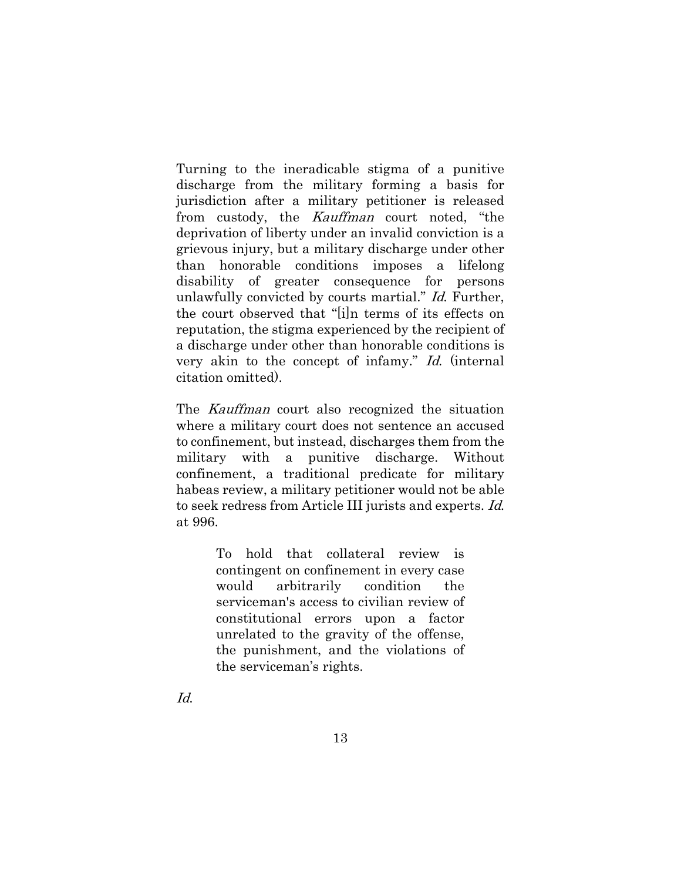Turning to the ineradicable stigma of a punitive discharge from the military forming a basis for jurisdiction after a military petitioner is released from custody, the *Kauffman* court noted, "the deprivation of liberty under an invalid conviction is a grievous injury, but a military discharge under other than honorable conditions imposes a lifelong disability of greater consequence for persons unlawfully convicted by courts martial." *Id.* Further, the court observed that "[i]n terms of its effects on reputation, the stigma experienced by the recipient of a discharge under other than honorable conditions is very akin to the concept of infamy." *Id.* (internal citation omitted).

The *Kauffman* court also recognized the situation where a military court does not sentence an accused to confinement, but instead, discharges them from the military with a punitive discharge. Without confinement, a traditional predicate for military habeas review, a military petitioner would not be able to seek redress from Article III jurists and experts. *Id.* at 996.

> To hold that collateral review is contingent on confinement in every case would arbitrarily condition the serviceman's access to civilian review of constitutional errors upon a factor unrelated to the gravity of the offense, the punishment, and the violations of the serviceman's rights.

*Id.*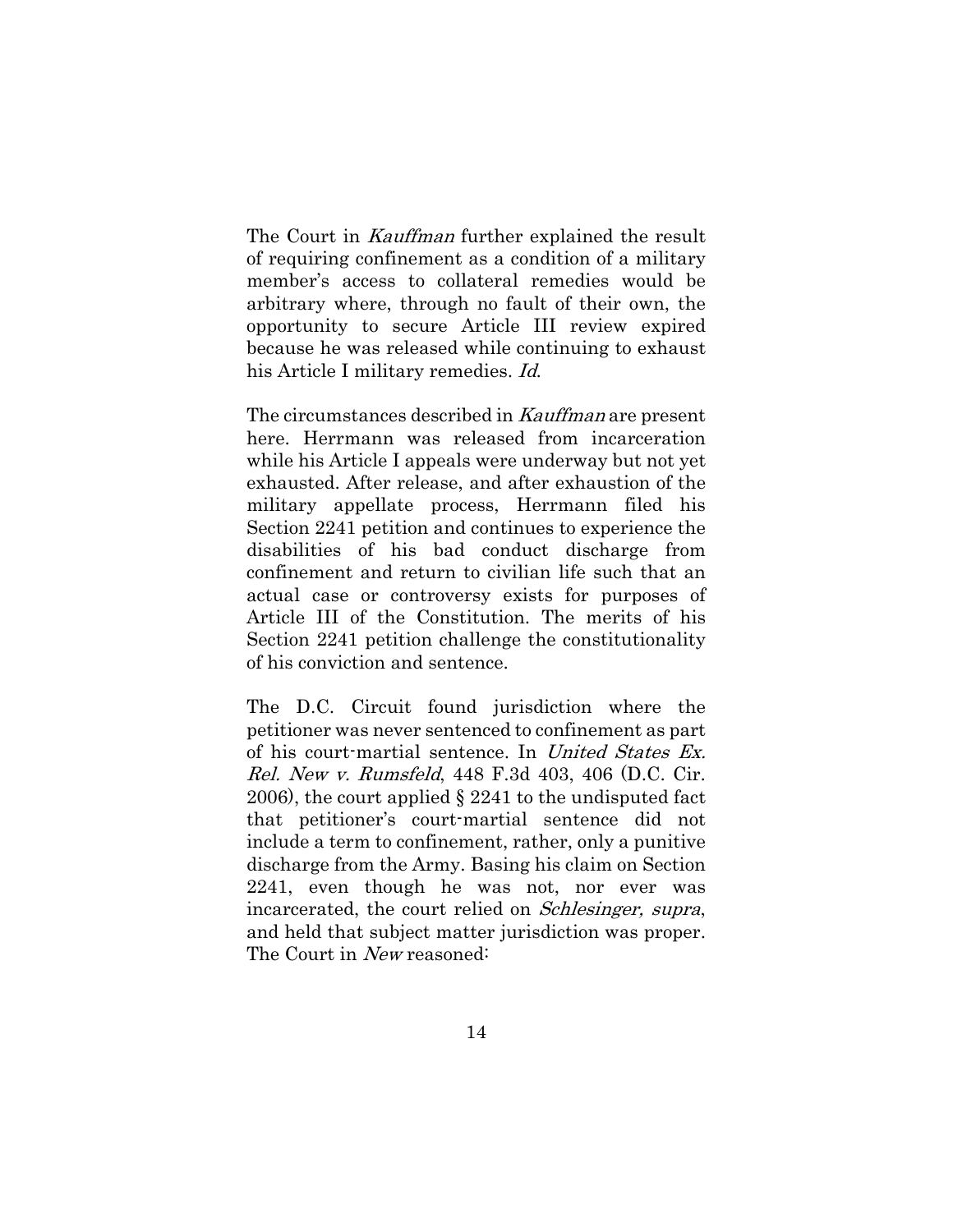The Court in *Kauffman* further explained the result of requiring confinement as a condition of a military member's access to collateral remedies would be arbitrary where, through no fault of their own, the opportunity to secure Article III review expired because he was released while continuing to exhaust his Article I military remedies. *Id.*

The circumstances described in *Kauffman* are present here. Herrmann was released from incarceration while his Article I appeals were underway but not yet exhausted. After release, and after exhaustion of the military appellate process, Herrmann filed his Section 2241 petition and continues to experience the disabilities of his bad conduct discharge from confinement and return to civilian life such that an actual case or controversy exists for purposes of Article III of the Constitution. The merits of his Section 2241 petition challenge the constitutionality of his conviction and sentence.

The D.C. Circuit found jurisdiction where the petitioner was never sentenced to confinement as part of his court-martial sentence. In *United States Ex. Rel. New v. Rumsfeld*, 448 F.3d 403, 406 (D.C. Cir. 2006), the court applied § 2241 to the undisputed fact that petitioner's court-martial sentence did not include a term to confinement, rather, only a punitive discharge from the Army. Basing his claim on Section 2241, even though he was not, nor ever was incarcerated, the court relied on *Schlesinger, supra*, and held that subject matter jurisdiction was proper. The Court in *New* reasoned: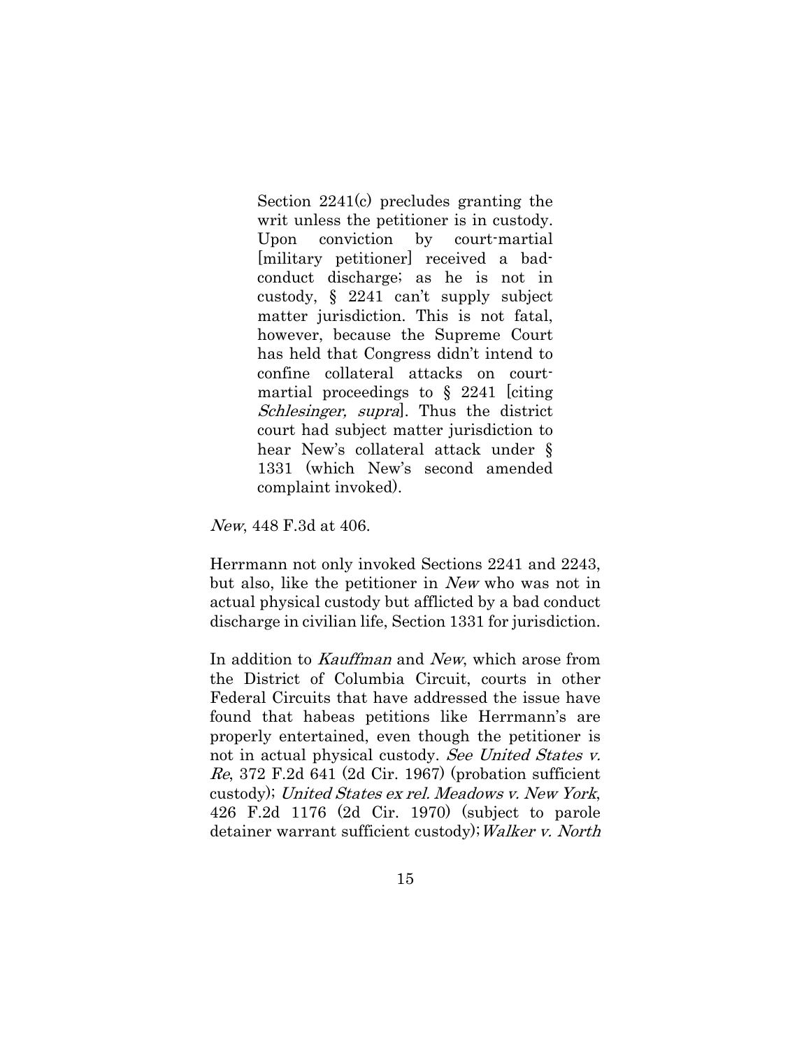> Section 2241(c) precludes granting the writ unless the petitioner is in custody. Upon conviction by court-martial [military petitioner] received a bad-conduct discharge; as he is not in custody, § 2241 can't supply subject matter jurisdiction. This is not fatal, however, because the Supreme Court has held that Congress didn't intend to confine collateral attacks on court-martial proceedings to § 2241 [citing *Schlesinger, supra*]. Thus the district court had subject matter jurisdiction to hear New's collateral attack under § 1331 (which New's second amended complaint invoked).

*New*, 448 F.3d at 406.

Herrmann not only invoked Sections 2241 and 2243, but also, like the petitioner in *New* who was not in actual physical custody but afflicted by a bad conduct discharge in civilian life, Section 1331 for jurisdiction.

In addition to *Kauffman* and *New*, which arose from the District of Columbia Circuit, courts in other Federal Circuits that have addressed the issue have found that habeas petitions like Herrmann's are properly entertained, even though the petitioner is not in actual physical custody. *See United States v. Re*, 372 F.2d 641 (2d Cir. 1967) (probation sufficient custody); *United States ex rel. Meadows v. New York*, 426 F.2d 1176 (2d Cir. 1970) (subject to parole detainer warrant sufficient custody); *Walker v. North*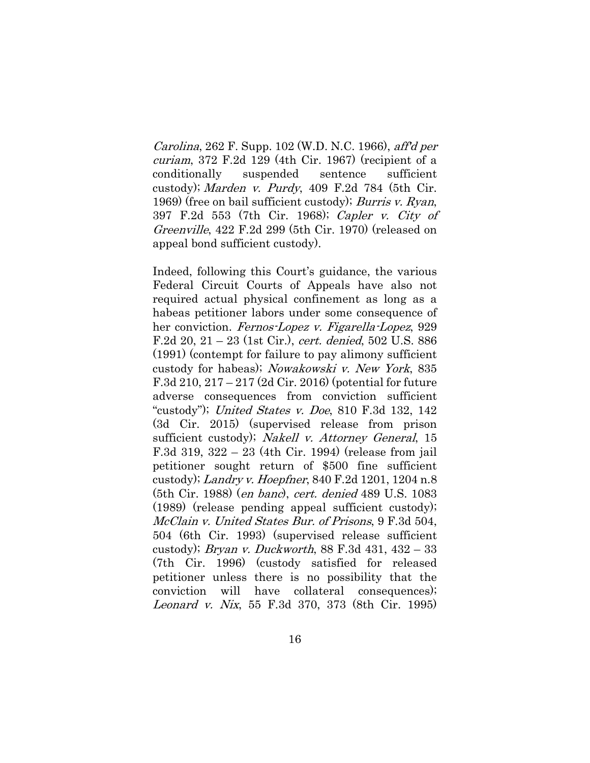*Carolina*, 262 F. Supp. 102 (W.D. N.C. 1966), *aff'd per curiam*, 372 F.2d 129 (4th Cir. 1967) (recipient of a conditionally suspended sentence sufficient custody); *Marden v. Purdy*, 409 F.2d 784 (5th Cir. 1969) (free on bail sufficient custody); *Burris v. Ryan*, 397 F.2d 553 (7th Cir. 1968); *Capler v. City of Greenville*, 422 F.2d 299 (5th Cir. 1970) (released on appeal bond sufficient custody).

Indeed, following this Court's guidance, the various Federal Circuit Courts of Appeals have also not required actual physical confinement as long as a habeas petitioner labors under some consequence of her conviction. *Fernos-Lopez v. Figarella-Lopez*, 929 F.2d 20, 21 – 23 (1st Cir.), *cert. denied*, 502 U.S. 886 (1991) (contempt for failure to pay alimony sufficient custody for habeas); *Nowakowski v. New York*, 835 F.3d 210, 217 – 217 (2d Cir. 2016) (potential for future adverse consequences from conviction sufficient "custody"); *United States v. Doe*, 810 F.3d 132, 142 (3d Cir. 2015) (supervised release from prison sufficient custody); *Nakell v. Attorney General*, 15 F.3d 319, 322 – 23 (4th Cir. 1994) (release from jail petitioner sought return of $500 fine sufficient custody); *Landry v. Hoepfner*, 840 F.2d 1201, 1204 n.8 (5th Cir. 1988) (*en banc*), *cert. denied* 489 U.S. 1083 (1989) (release pending appeal sufficient custody); *McClain v. United States Bur. of Prisons*, 9 F.3d 504, 504 (6th Cir. 1993) (supervised release sufficient custody); *Bryan v. Duckworth*, 88 F.3d 431, 432 – 33 (7th Cir. 1996) (custody satisfied for released petitioner unless there is no possibility that the conviction will have collateral consequences); *Leonard v. Nix*, 55 F.3d 370, 373 (8th Cir. 1995)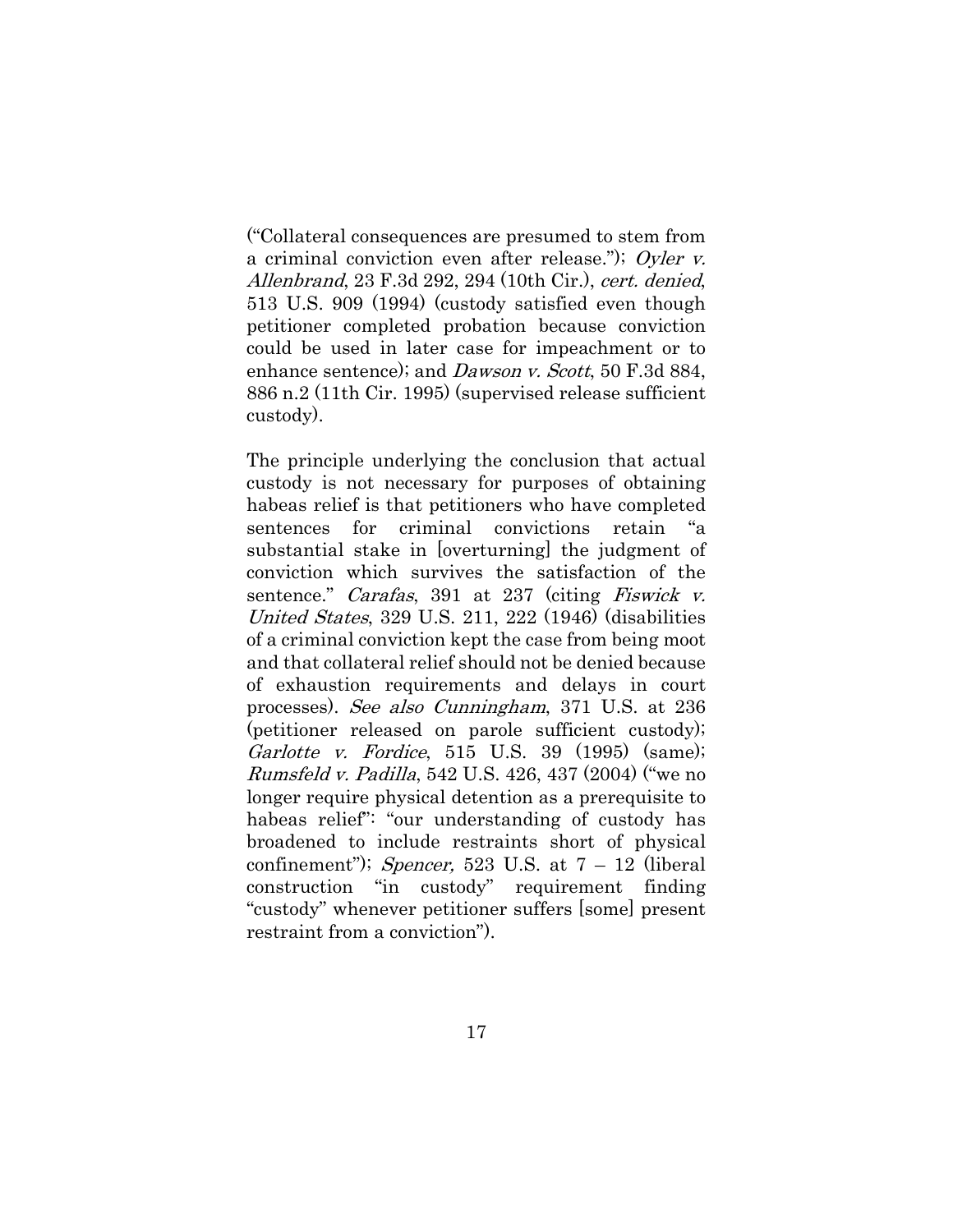("Collateral consequences are presumed to stem from a criminal conviction even after release."); *Oyler v. Allenbrand*, 23 F.3d 292, 294 (10th Cir.), *cert. denied*, 513 U.S. 909 (1994) (custody satisfied even though petitioner completed probation because conviction could be used in later case for impeachment or to enhance sentence); and *Dawson v. Scott*, 50 F.3d 884, 886 n.2 (11th Cir. 1995) (supervised release sufficient custody).

The principle underlying the conclusion that actual custody is not necessary for purposes of obtaining habeas relief is that petitioners who have completed sentences for criminal convictions retain "a substantial stake in [overturning] the judgment of conviction which survives the satisfaction of the sentence." *Carafas*, 391 at 237 (citing *Fiswick v. United States*, 329 U.S. 211, 222 (1946) (disabilities of a criminal conviction kept the case from being moot and that collateral relief should not be denied because of exhaustion requirements and delays in court processes). *See also Cunningham*, 371 U.S. at 236 (petitioner released on parole sufficient custody); *Garlotte v. Fordice*, 515 U.S. 39 (1995) (same); *Rumsfeld v. Padilla*, 542 U.S. 426, 437 (2004) ("we no longer require physical detention as a prerequisite to habeas relief": "our understanding of custody has broadened to include restraints short of physical confinement"); *Spencer,* 523 U.S. at 7 – 12 (liberal construction "in custody" requirement finding "custody" whenever petitioner suffers [some] present restraint from a conviction").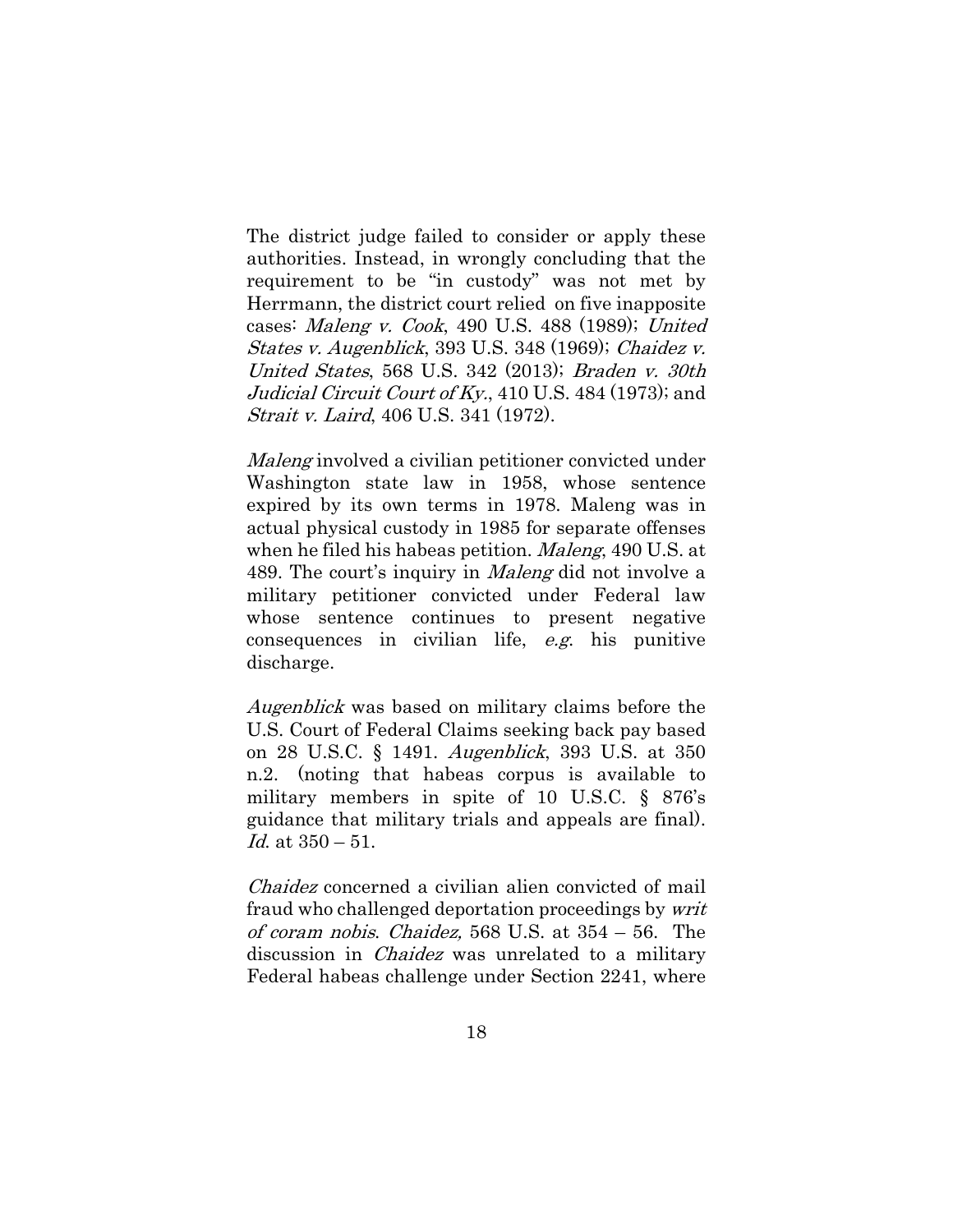The district judge failed to consider or apply these authorities. Instead, in wrongly concluding that the requirement to be "in custody" was not met by Herrmann, the district court relied on five inapposite cases: *Maleng v. Cook*, 490 U.S. 488 (1989); *United States v. Augenblick*, 393 U.S. 348 (1969); *Chaidez v. United States*, 568 U.S. 342 (2013); *Braden v. 30th Judicial Circuit Court of Ky.*, 410 U.S. 484 (1973); and *Strait v. Laird*, 406 U.S. 341 (1972).

*Maleng* involved a civilian petitioner convicted under Washington state law in 1958, whose sentence expired by its own terms in 1978. Maleng was in actual physical custody in 1985 for separate offenses when he filed his habeas petition. *Maleng*, 490 U.S. at 489. The court's inquiry in *Maleng* did not involve a military petitioner convicted under Federal law whose sentence continues to present negative consequences in civilian life, *e.g.* his punitive discharge.

*Augenblick* was based on military claims before the U.S. Court of Federal Claims seeking back pay based on 28 U.S.C. § 1491. *Augenblick*, 393 U.S. at 350 n.2. (noting that habeas corpus is available to military members in spite of 10 U.S.C. § 876's guidance that military trials and appeals are final). *Id.* at 350 – 51.

*Chaidez* concerned a civilian alien convicted of mail fraud who challenged deportation proceedings by *writ of coram nobis*. *Chaidez,* 568 U.S. at 354 – 56. The discussion in *Chaidez* was unrelated to a military Federal habeas challenge under Section 2241, where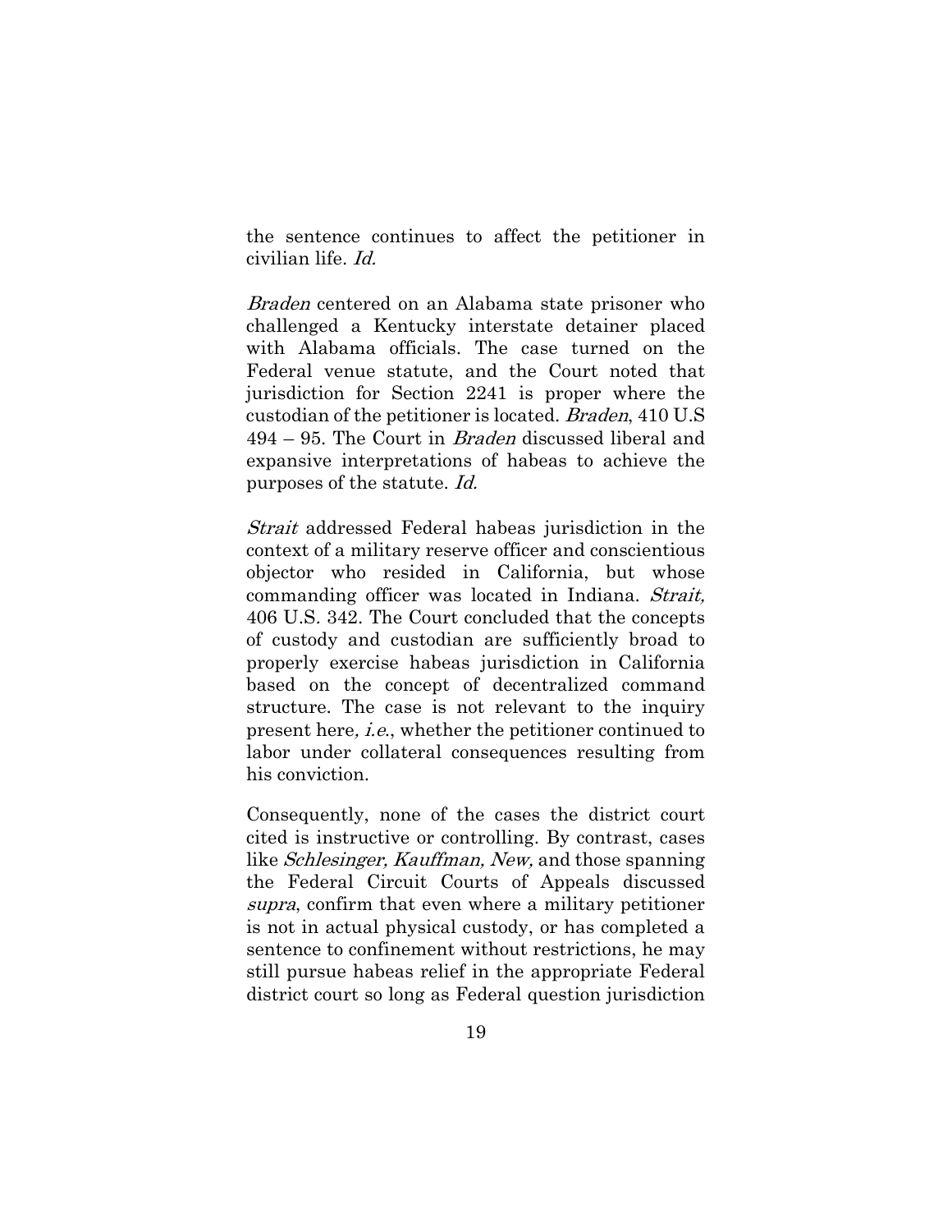the sentence continues to affect the petitioner in civilian life. *Id.*

*Braden* centered on an Alabama state prisoner who challenged a Kentucky interstate detainer placed with Alabama officials. The case turned on the Federal venue statute, and the Court noted that jurisdiction for Section 2241 is proper where the custodian of the petitioner is located. *Braden*, 410 U.S 494 – 95. The Court in *Braden* discussed liberal and expansive interpretations of habeas to achieve the purposes of the statute. *Id.*

*Strait* addressed Federal habeas jurisdiction in the context of a military reserve officer and conscientious objector who resided in California, but whose commanding officer was located in Indiana. *Strait,* 406 U.S. 342. The Court concluded that the concepts of custody and custodian are sufficiently broad to properly exercise habeas jurisdiction in California based on the concept of decentralized command structure. The case is not relevant to the inquiry present here*, i.e.*, whether the petitioner continued to labor under collateral consequences resulting from his conviction.

Consequently, none of the cases the district court cited is instructive or controlling. By contrast, cases like *Schlesinger, Kauffman, New,* and those spanning the Federal Circuit Courts of Appeals discussed *supra*, confirm that even where a military petitioner is not in actual physical custody, or has completed a sentence to confinement without restrictions, he may still pursue habeas relief in the appropriate Federal district court so long as Federal question jurisdiction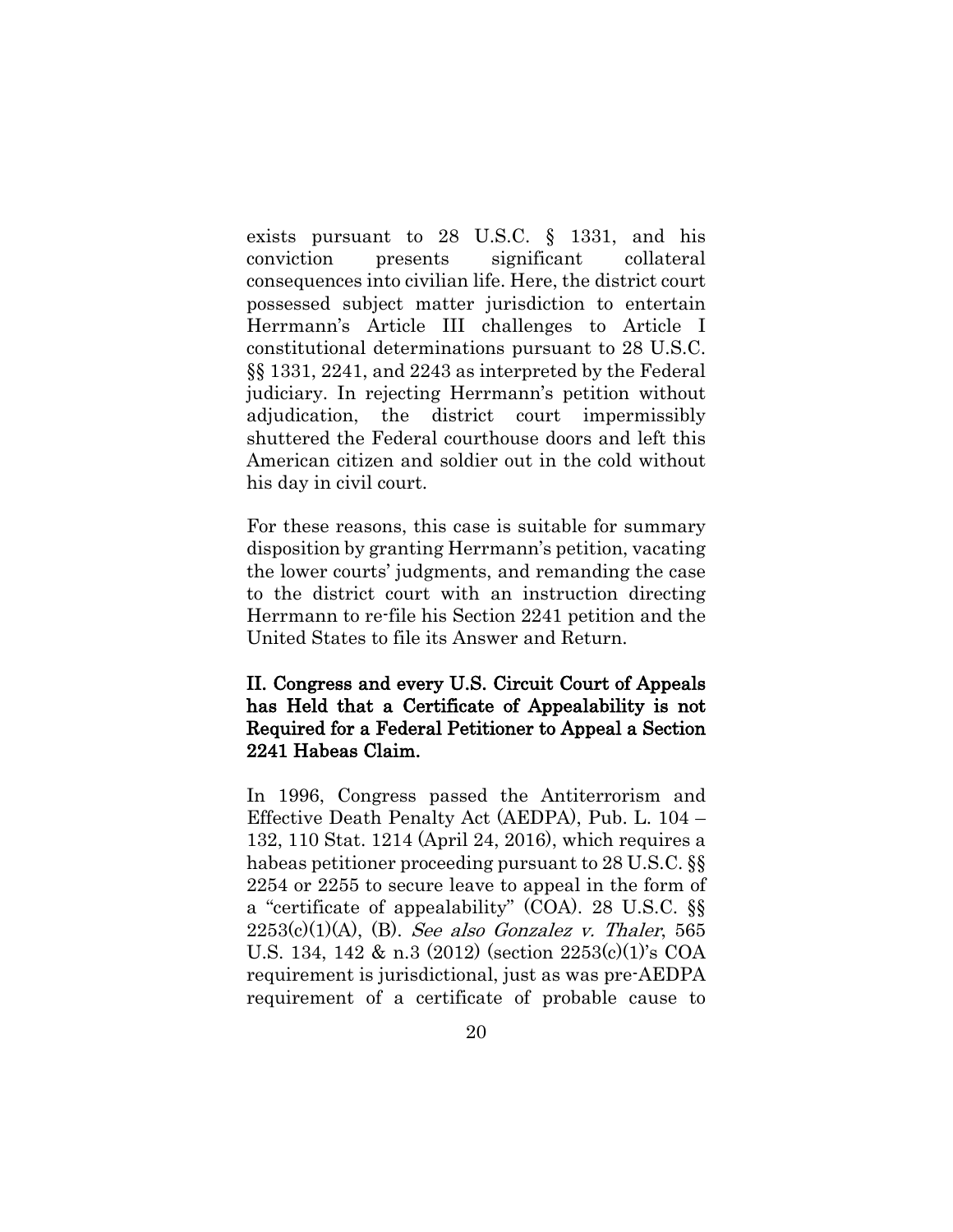exists pursuant to 28 U.S.C. § 1331, and his conviction presents significant collateral consequences into civilian life. Here, the district court possessed subject matter jurisdiction to entertain Herrmann's Article III challenges to Article I constitutional determinations pursuant to 28 U.S.C. §§ 1331, 2241, and 2243 as interpreted by the Federal judiciary. In rejecting Herrmann's petition without adjudication, the district court impermissibly shuttered the Federal courthouse doors and left this American citizen and soldier out in the cold without his day in civil court.

For these reasons, this case is suitable for summary disposition by granting Herrmann's petition, vacating the lower courts' judgments, and remanding the case to the district court with an instruction directing Herrmann to re-file his Section 2241 petition and the United States to file its Answer and Return.

## II. Congress and every U.S. Circuit Court of Appeals has Held that a Certificate of Appealability is not Required for a Federal Petitioner to Appeal a Section 2241 Habeas Claim.

In 1996, Congress passed the Antiterrorism and Effective Death Penalty Act (AEDPA), Pub. L. 104 – 132, 110 Stat. 1214 (April 24, 2016), which requires a habeas petitioner proceeding pursuant to 28 U.S.C. §§ 2254 or 2255 to secure leave to appeal in the form of a "certificate of appealability" (COA). 28 U.S.C. §§ 2253(c)(1)(A), (B). *See also Gonzalez v. Thaler*, 565 U.S. 134, 142 & n.3 (2012) (section 2253(c)(1)'s COA requirement is jurisdictional, just as was pre-AEDPA requirement of a certificate of probable cause to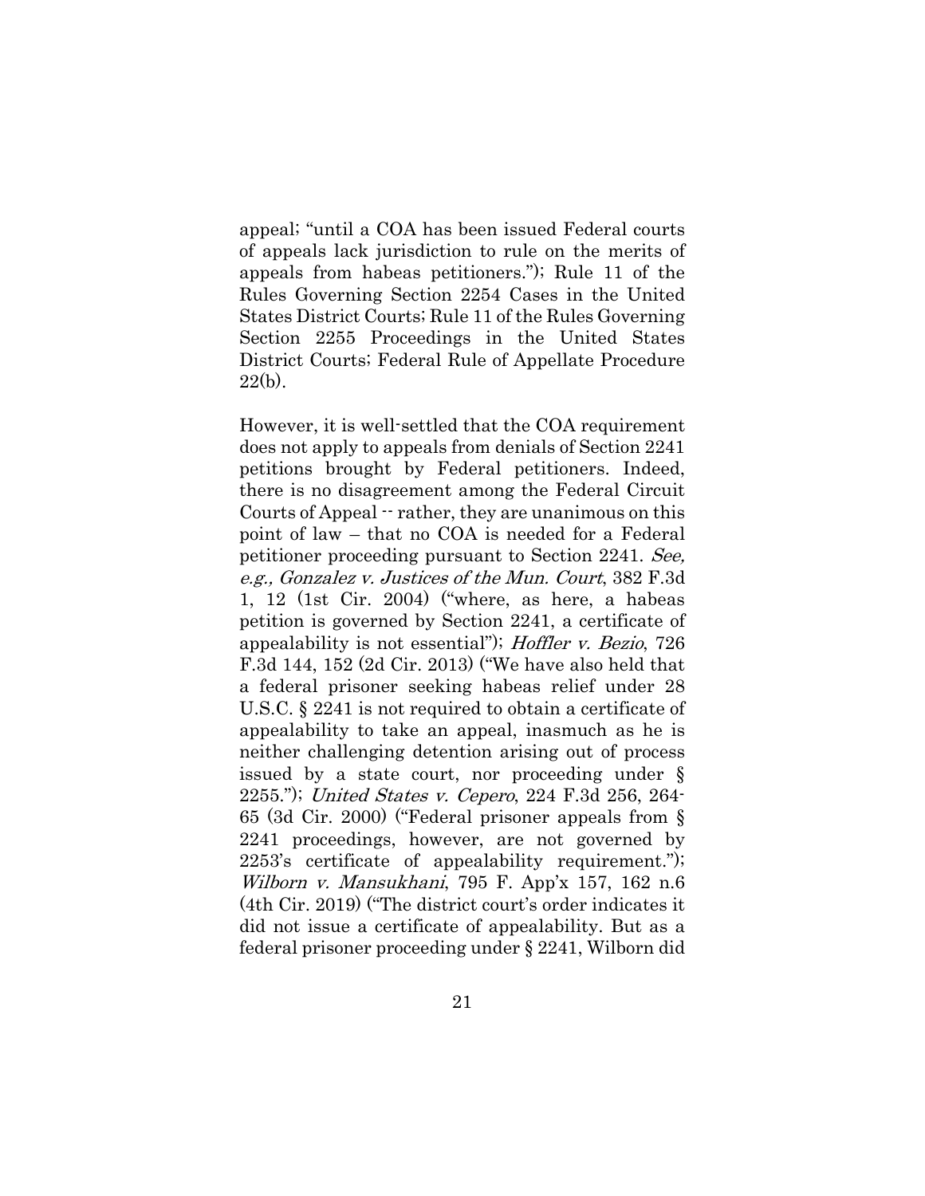appeal; "until a COA has been issued Federal courts of appeals lack jurisdiction to rule on the merits of appeals from habeas petitioners."); Rule 11 of the Rules Governing Section 2254 Cases in the United States District Courts; Rule 11 of the Rules Governing Section 2255 Proceedings in the United States District Courts; Federal Rule of Appellate Procedure 22(b).

However, it is well-settled that the COA requirement does not apply to appeals from denials of Section 2241 petitions brought by Federal petitioners. Indeed, there is no disagreement among the Federal Circuit Courts of Appeal -- rather, they are unanimous on this point of law – that no COA is needed for a Federal petitioner proceeding pursuant to Section 2241. *See, e.g., Gonzalez v. Justices of the Mun. Court*, 382 F.3d 1, 12 (1st Cir. 2004) ("where, as here, a habeas petition is governed by Section 2241, a certificate of appealability is not essential"); *Hoffler v. Bezio*, 726 F.3d 144, 152 (2d Cir. 2013) ("We have also held that a federal prisoner seeking habeas relief under 28 U.S.C. § 2241 is not required to obtain a certificate of appealability to take an appeal, inasmuch as he is neither challenging detention arising out of process issued by a state court, nor proceeding under § 2255."); *United States v. Cepero*, 224 F.3d 256, 264-65 (3d Cir. 2000) ("Federal prisoner appeals from § 2241 proceedings, however, are not governed by 2253's certificate of appealability requirement."); *Wilborn v. Mansukhani*, 795 F. App'x 157, 162 n.6 (4th Cir. 2019) ("The district court's order indicates it did not issue a certificate of appealability. But as a federal prisoner proceeding under § 2241, Wilborn did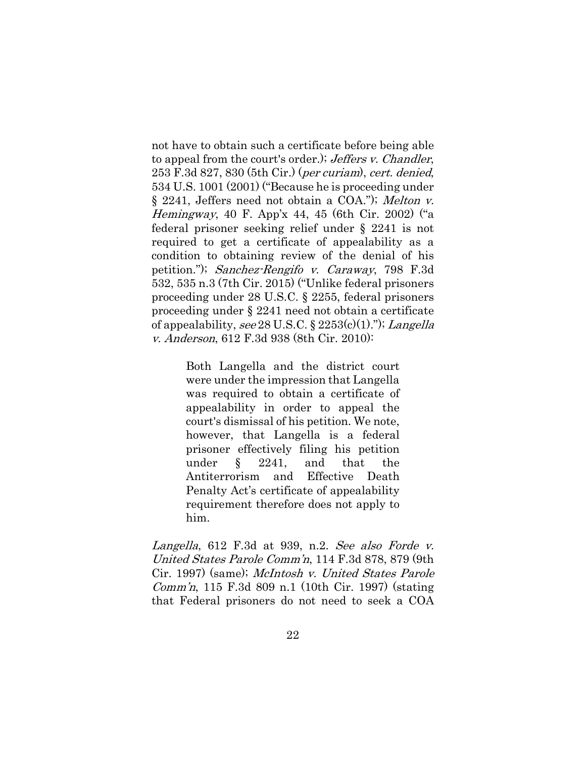not have to obtain such a certificate before being able to appeal from the court's order.); *Jeffers v. Chandler*, 253 F.3d 827, 830 (5th Cir.) (*per curiam*), *cert. denied*, 534 U.S. 1001 (2001) ("Because he is proceeding under § 2241, Jeffers need not obtain a COA."); *Melton v. Hemingway*, 40 F. App'x 44, 45 (6th Cir. 2002) ("a federal prisoner seeking relief under § 2241 is not required to get a certificate of appealability as a condition to obtaining review of the denial of his petition."); *Sanchez-Rengifo v. Caraway*, 798 F.3d 532, 535 n.3 (7th Cir. 2015) ("Unlike federal prisoners proceeding under 28 U.S.C. § 2255, federal prisoners proceeding under § 2241 need not obtain a certificate of appealability, *see* 28 U.S.C. § 2253(c)(1)."); *Langella v. Anderson*, 612 F.3d 938 (8th Cir. 2010):

> Both Langella and the district court were under the impression that Langella was required to obtain a certificate of appealability in order to appeal the court's dismissal of his petition. We note, however, that Langella is a federal prisoner effectively filing his petition under § 2241, and that the Antiterrorism and Effective Death Penalty Act's certificate of appealability requirement therefore does not apply to him.

*Langella*, 612 F.3d at 939, n.2. *See also Forde v. United States Parole Comm'n*, 114 F.3d 878, 879 (9th Cir. 1997) (same); *McIntosh v. United States Parole Comm'n*, 115 F.3d 809 n.1 (10th Cir. 1997) (stating that Federal prisoners do not need to seek a COA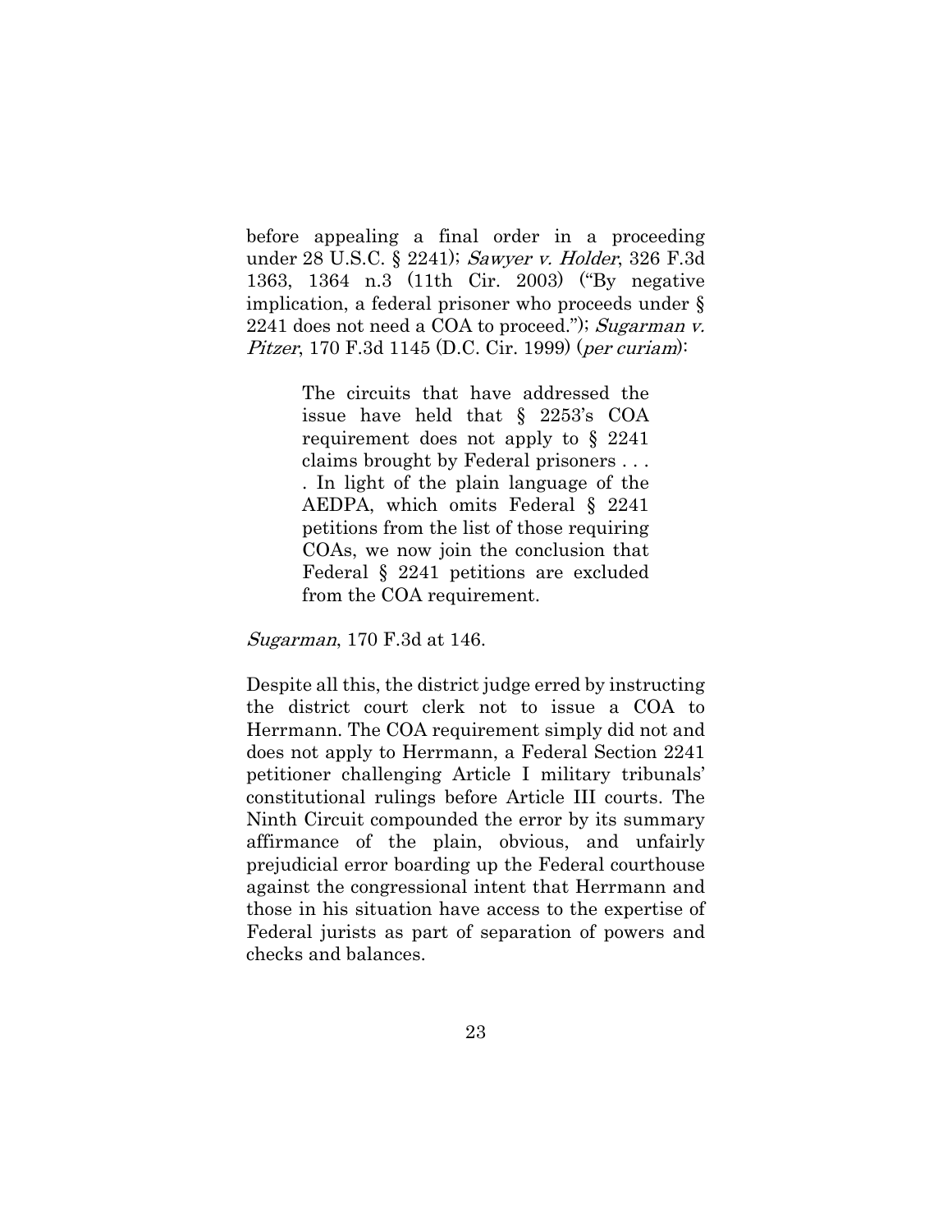before appealing a final order in a proceeding under 28 U.S.C. § 2241); *Sawyer v. Holder*, 326 F.3d 1363, 1364 n.3 (11th Cir. 2003) ("By negative implication, a federal prisoner who proceeds under § 2241 does not need a COA to proceed."); *Sugarman v. Pitzer*, 170 F.3d 1145 (D.C. Cir. 1999) (*per curiam*):

> The circuits that have addressed the issue have held that § 2253's COA requirement does not apply to § 2241 claims brought by Federal prisoners . . . . In light of the plain language of the AEDPA, which omits Federal § 2241 petitions from the list of those requiring COAs, we now join the conclusion that Federal § 2241 petitions are excluded from the COA requirement.

*Sugarman*, 170 F.3d at 146.

Despite all this, the district judge erred by instructing the district court clerk not to issue a COA to Herrmann. The COA requirement simply did not and does not apply to Herrmann, a Federal Section 2241 petitioner challenging Article I military tribunals' constitutional rulings before Article III courts. The Ninth Circuit compounded the error by its summary affirmance of the plain, obvious, and unfairly prejudicial error boarding up the Federal courthouse against the congressional intent that Herrmann and those in his situation have access to the expertise of Federal jurists as part of separation of powers and checks and balances.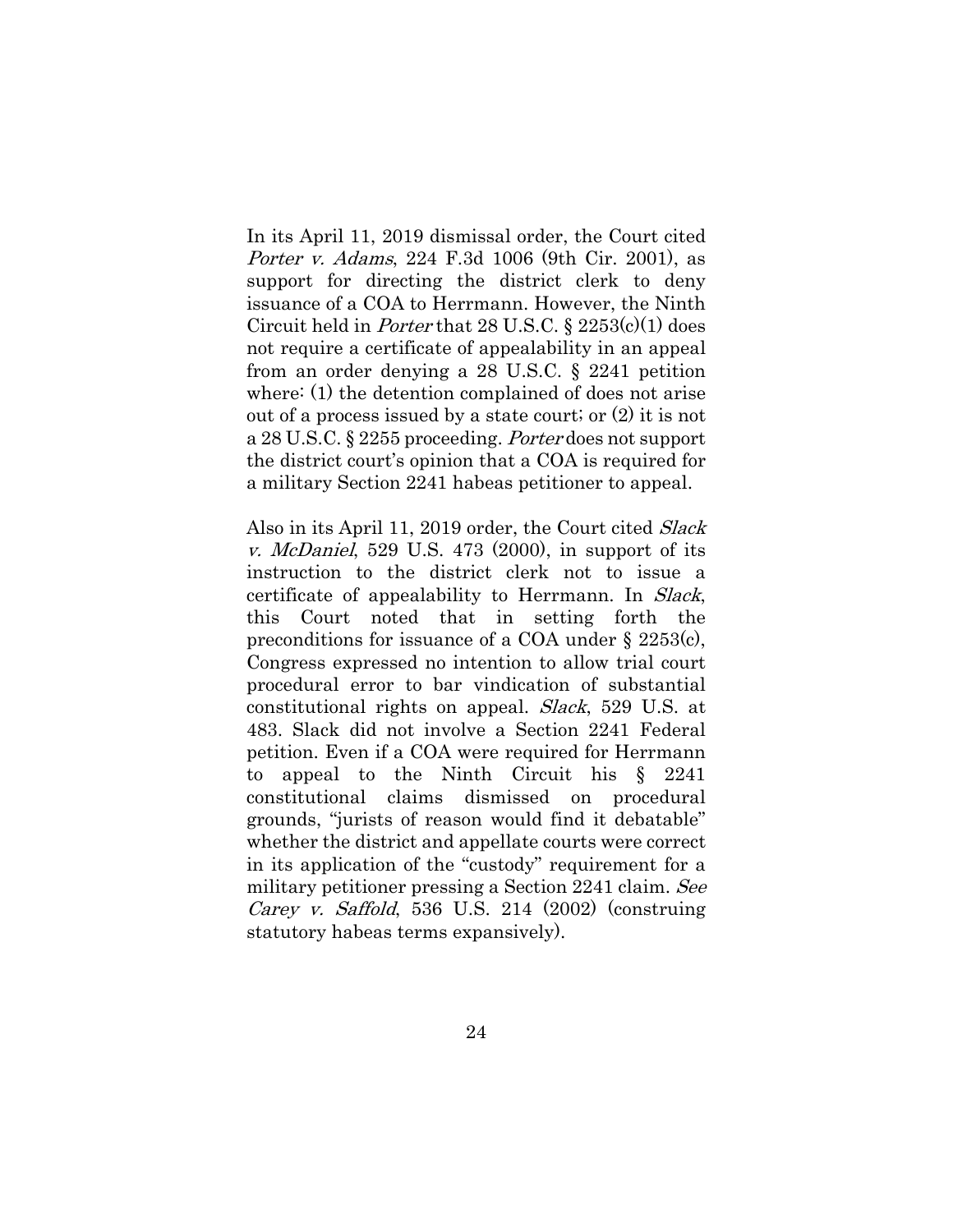In its April 11, 2019 dismissal order, the Court cited *Porter v. Adams*, 224 F.3d 1006 (9th Cir. 2001), as support for directing the district clerk to deny issuance of a COA to Herrmann. However, the Ninth Circuit held in *Porter* that 28 U.S.C. § 2253(c)(1) does not require a certificate of appealability in an appeal from an order denying a 28 U.S.C. § 2241 petition where: (1) the detention complained of does not arise out of a process issued by a state court; or (2) it is not a 28 U.S.C. § 2255 proceeding. *Porter* does not support the district court's opinion that a COA is required for a military Section 2241 habeas petitioner to appeal.

Also in its April 11, 2019 order, the Court cited *Slack v. McDaniel*, 529 U.S. 473 (2000), in support of its instruction to the district clerk not to issue a certificate of appealability to Herrmann. In *Slack*, this Court noted that in setting forth the preconditions for issuance of a COA under § 2253(c), Congress expressed no intention to allow trial court procedural error to bar vindication of substantial constitutional rights on appeal. *Slack*, 529 U.S. at 483. Slack did not involve a Section 2241 Federal petition. Even if a COA were required for Herrmann to appeal to the Ninth Circuit his § 2241 constitutional claims dismissed on procedural grounds, "jurists of reason would find it debatable" whether the district and appellate courts were correct in its application of the "custody" requirement for a military petitioner pressing a Section 2241 claim. *See Carey v. Saffold*, 536 U.S. 214 (2002) (construing statutory habeas terms expansively).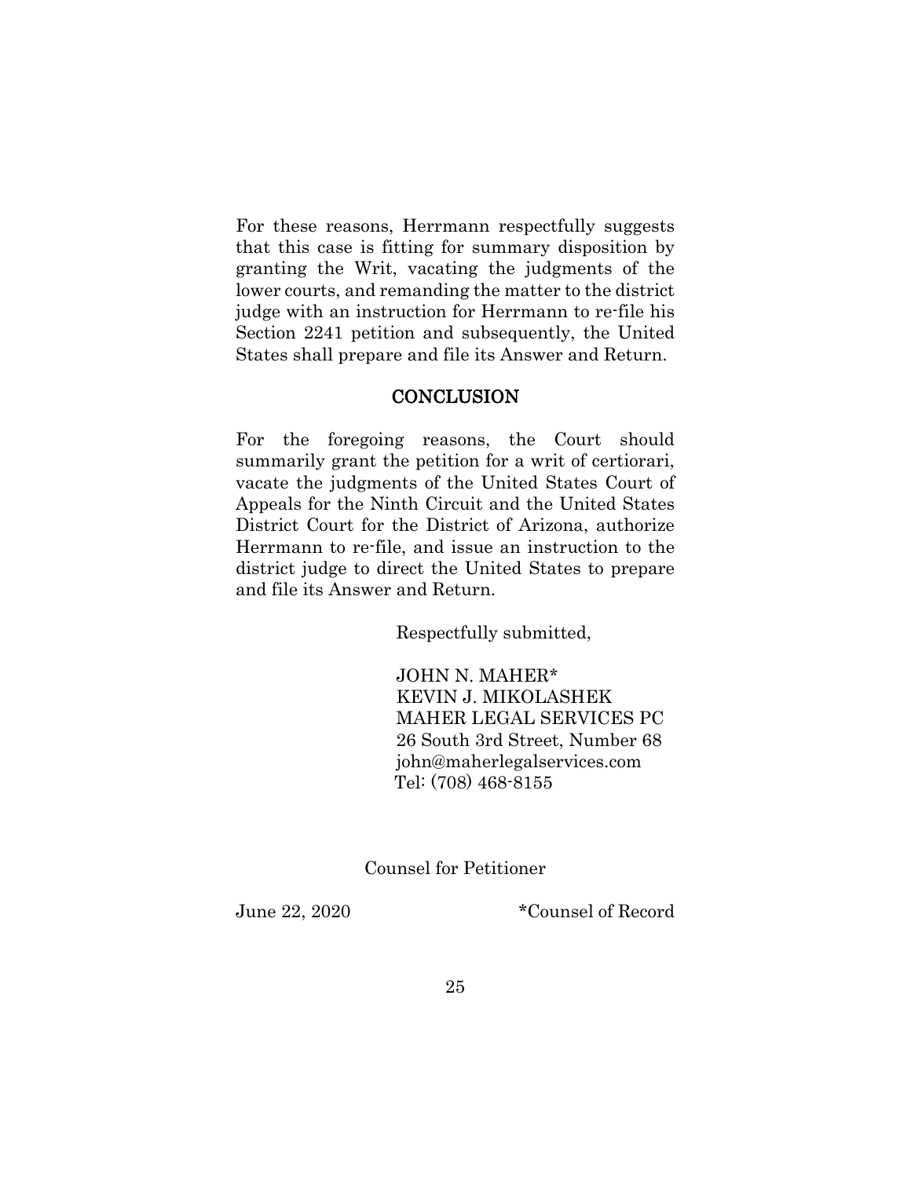For these reasons, Herrmann respectfully suggests that this case is fitting for summary disposition by granting the Writ, vacating the judgments of the lower courts, and remanding the matter to the district judge with an instruction for Herrmann to re-file his Section 2241 petition and subsequently, the United States shall prepare and file its Answer and Return.

## CONCLUSION

For the foregoing reasons, the Court should summarily grant the petition for a writ of certiorari, vacate the judgments of the United States Court of Appeals for the Ninth Circuit and the United States District Court for the District of Arizona, authorize Herrmann to re-file, and issue an instruction to the district judge to direct the United States to prepare and file its Answer and Return.

Respectfully submitted,

JOHN N. MAHER*
KEVIN J. MIKOLASHEK
MAHER LEGAL SERVICES PC
26 South 3rd Street, Number 68
john@maherlegalservices.com
Tel: (708) 468-8155

Counsel for Petitioner

June 22, 2020

*Counsel of Record